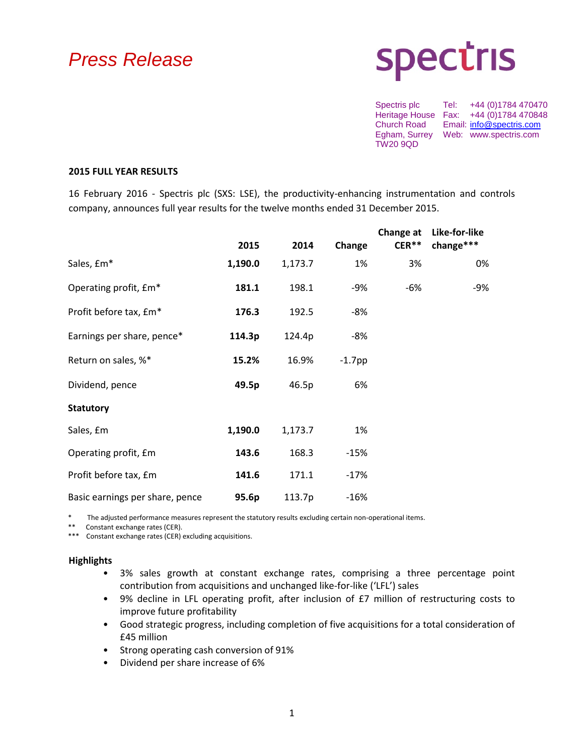# Press Release

**spectris**

Spectris plc
Heritage House
Church Road
Egham, Surrey
TW20 9QD

Tel: +44 (0)1784 470470
Fax: +44 (0)1784 470848
Email: info@spectris.com
Web: www.spectris.com

## 2015 FULL YEAR RESULTS

16 February 2016 - Spectris plc (SXS: LSE), the productivity-enhancing instrumentation and controls company, announces full year results for the twelve months ended 31 December 2015.

| | 2015 | 2014 | Change | Change at CER** | Like-for-like change*** |
|---|---|---|---|---|---|
| Sales, £m* | **1,190.0** | 1,173.7 | 1% | 3% | 0% |
| Operating profit, £m* | **181.1** | 198.1 | -9% | -6% | -9% |
| Profit before tax, £m* | **176.3** | 192.5 | -8% | | |
| Earnings per share, pence* | **114.3p** | 124.4p | -8% | | |
| Return on sales, %* | **15.2%** | 16.9% | -1.7pp | | |
| Dividend, pence | **49.5p** | 46.5p | 6% | | |
| **Statutory** | | | | | |
| Sales, £m | **1,190.0** | 1,173.7 | 1% | | |
| Operating profit, £m | **143.6** | 168.3 | -15% | | |
| Profit before tax, £m | **141.6** | 171.1 | -17% | | |
| Basic earnings per share, pence | **95.6p** | 113.7p | -16% | | |

\* The adjusted performance measures represent the statutory results excluding certain non-operational items.
** Constant exchange rates (CER).
*** Constant exchange rates (CER) excluding acquisitions.

### Highlights

- 3% sales growth at constant exchange rates, comprising a three percentage point contribution from acquisitions and unchanged like-for-like ('LFL') sales
- 9% decline in LFL operating profit, after inclusion of £7 million of restructuring costs to improve future profitability
- Good strategic progress, including completion of five acquisitions for a total consideration of £45 million
- Strong operating cash conversion of 91%
- Dividend per share increase of 6%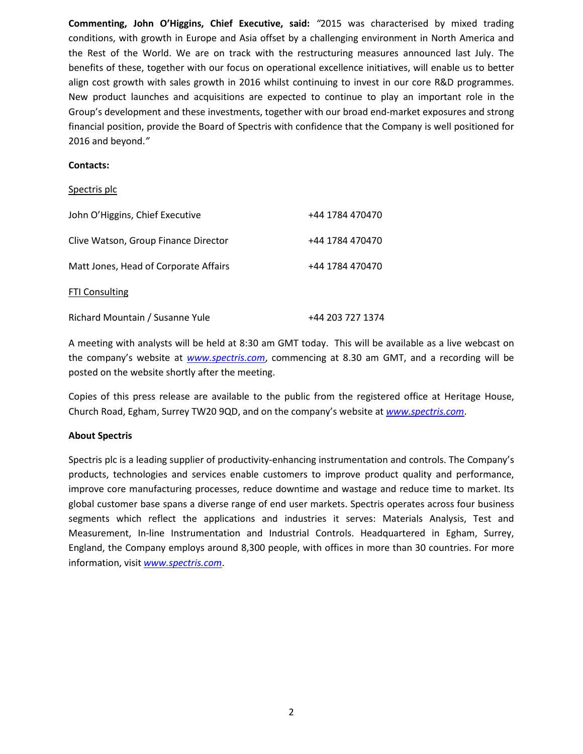**Commenting, John O'Higgins, Chief Executive, said:** *"*2015 was characterised by mixed trading conditions, with growth in Europe and Asia offset by a challenging environment in North America and the Rest of the World. We are on track with the restructuring measures announced last July. The benefits of these, together with our focus on operational excellence initiatives, will enable us to better align cost growth with sales growth in 2016 whilst continuing to invest in our core R&D programmes. New product launches and acquisitions are expected to continue to play an important role in the Group's development and these investments, together with our broad end-market exposures and strong financial position, provide the Board of Spectris with confidence that the Company is well positioned for 2016 and beyond.*"*

**Contacts:**

Spectris plc

| | |
|---|---|
| John O'Higgins, Chief Executive | +44 1784 470470 |
| Clive Watson, Group Finance Director | +44 1784 470470 |
| Matt Jones, Head of Corporate Affairs | +44 1784 470470 |

FTI Consulting

| | |
|---|---|
| Richard Mountain / Susanne Yule | +44 203 727 1374 |

A meeting with analysts will be held at 8:30 am GMT today. This will be available as a live webcast on the company's website at *www.spectris.com*, commencing at 8.30 am GMT, and a recording will be posted on the website shortly after the meeting.

Copies of this press release are available to the public from the registered office at Heritage House, Church Road, Egham, Surrey TW20 9QD, and on the company's website at *www.spectris.com*.

**About Spectris**

Spectris plc is a leading supplier of productivity-enhancing instrumentation and controls. The Company's products, technologies and services enable customers to improve product quality and performance, improve core manufacturing processes, reduce downtime and wastage and reduce time to market. Its global customer base spans a diverse range of end user markets. Spectris operates across four business segments which reflect the applications and industries it serves: Materials Analysis, Test and Measurement, In-line Instrumentation and Industrial Controls. Headquartered in Egham, Surrey, England, the Company employs around 8,300 people, with offices in more than 30 countries. For more information, visit *www.spectris.com*.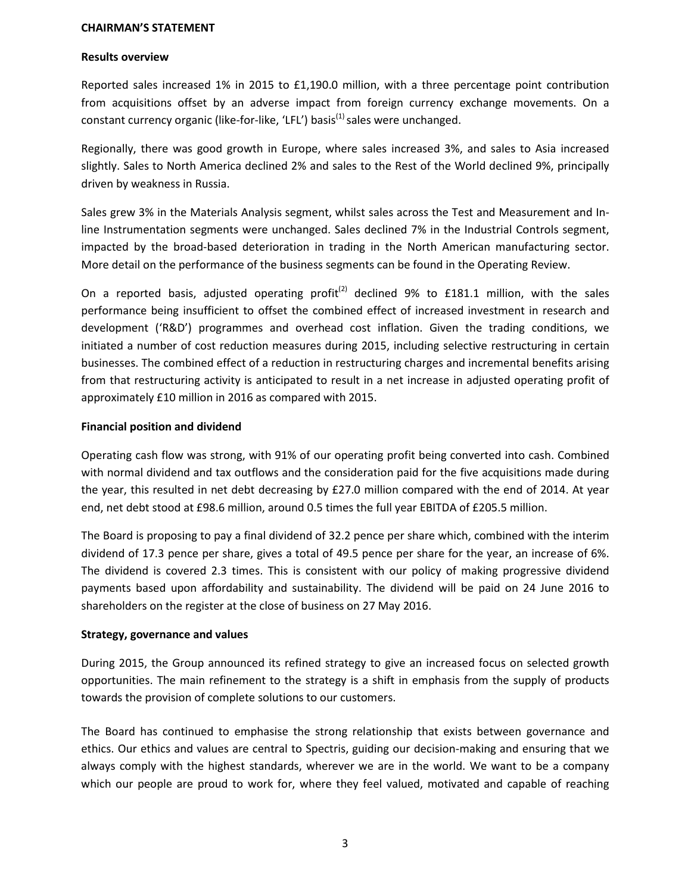# CHAIRMAN'S STATEMENT

## Results overview

Reported sales increased 1% in 2015 to £1,190.0 million, with a three percentage point contribution from acquisitions offset by an adverse impact from foreign currency exchange movements. On a constant currency organic (like-for-like, 'LFL') basis[1] sales were unchanged.

Regionally, there was good growth in Europe, where sales increased 3%, and sales to Asia increased slightly. Sales to North America declined 2% and sales to the Rest of the World declined 9%, principally driven by weakness in Russia.

Sales grew 3% in the Materials Analysis segment, whilst sales across the Test and Measurement and In-line Instrumentation segments were unchanged. Sales declined 7% in the Industrial Controls segment, impacted by the broad-based deterioration in trading in the North American manufacturing sector. More detail on the performance of the business segments can be found in the Operating Review.

On a reported basis, adjusted operating profit[2] declined 9% to £181.1 million, with the sales performance being insufficient to offset the combined effect of increased investment in research and development ('R&D') programmes and overhead cost inflation. Given the trading conditions, we initiated a number of cost reduction measures during 2015, including selective restructuring in certain businesses. The combined effect of a reduction in restructuring charges and incremental benefits arising from that restructuring activity is anticipated to result in a net increase in adjusted operating profit of approximately £10 million in 2016 as compared with 2015.

## Financial position and dividend

Operating cash flow was strong, with 91% of our operating profit being converted into cash. Combined with normal dividend and tax outflows and the consideration paid for the five acquisitions made during the year, this resulted in net debt decreasing by £27.0 million compared with the end of 2014. At year end, net debt stood at £98.6 million, around 0.5 times the full year EBITDA of £205.5 million.

The Board is proposing to pay a final dividend of 32.2 pence per share which, combined with the interim dividend of 17.3 pence per share, gives a total of 49.5 pence per share for the year, an increase of 6%. The dividend is covered 2.3 times. This is consistent with our policy of making progressive dividend payments based upon affordability and sustainability. The dividend will be paid on 24 June 2016 to shareholders on the register at the close of business on 27 May 2016.

## Strategy, governance and values

During 2015, the Group announced its refined strategy to give an increased focus on selected growth opportunities. The main refinement to the strategy is a shift in emphasis from the supply of products towards the provision of complete solutions to our customers.

The Board has continued to emphasise the strong relationship that exists between governance and ethics. Our ethics and values are central to Spectris, guiding our decision-making and ensuring that we always comply with the highest standards, wherever we are in the world. We want to be a company which our people are proud to work for, where they feel valued, motivated and capable of reaching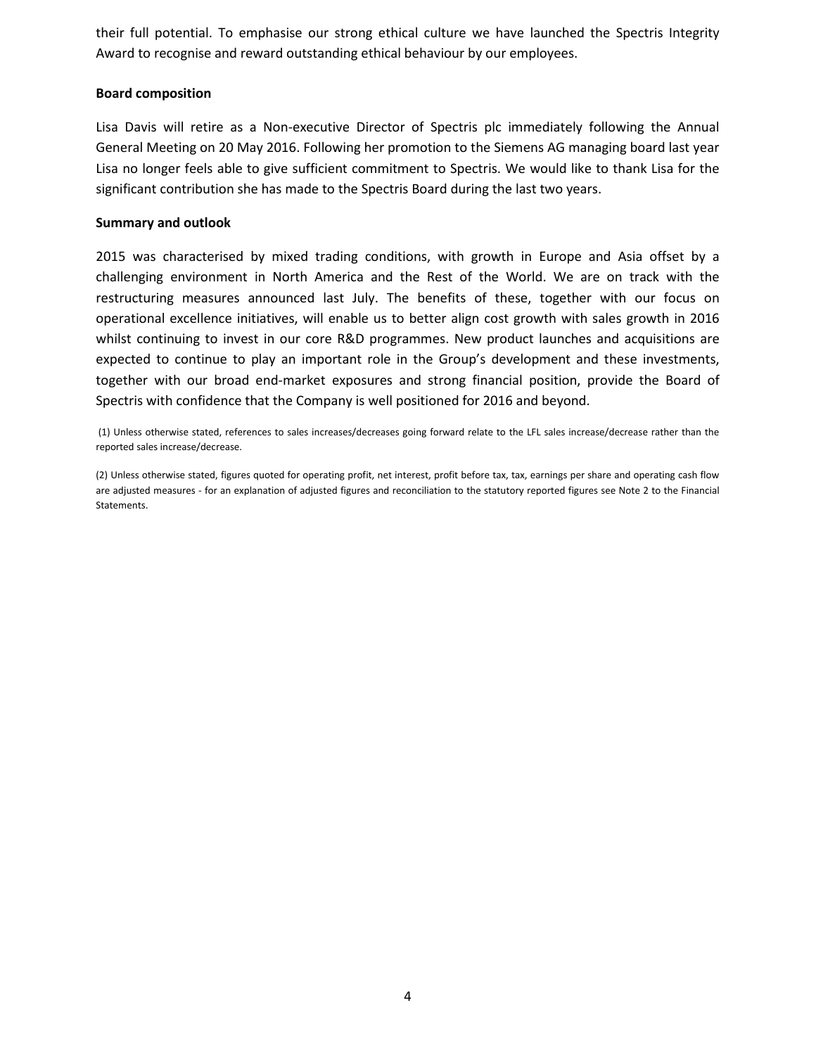their full potential. To emphasise our strong ethical culture we have launched the Spectris Integrity Award to recognise and reward outstanding ethical behaviour by our employees.

**Board composition**

Lisa Davis will retire as a Non-executive Director of Spectris plc immediately following the Annual General Meeting on 20 May 2016. Following her promotion to the Siemens AG managing board last year Lisa no longer feels able to give sufficient commitment to Spectris. We would like to thank Lisa for the significant contribution she has made to the Spectris Board during the last two years.

**Summary and outlook**

2015 was characterised by mixed trading conditions, with growth in Europe and Asia offset by a challenging environment in North America and the Rest of the World. We are on track with the restructuring measures announced last July. The benefits of these, together with our focus on operational excellence initiatives, will enable us to better align cost growth with sales growth in 2016 whilst continuing to invest in our core R&D programmes. New product launches and acquisitions are expected to continue to play an important role in the Group's development and these investments, together with our broad end-market exposures and strong financial position, provide the Board of Spectris with confidence that the Company is well positioned for 2016 and beyond.

(1) Unless otherwise stated, references to sales increases/decreases going forward relate to the LFL sales increase/decrease rather than the reported sales increase/decrease.

(2) Unless otherwise stated, figures quoted for operating profit, net interest, profit before tax, tax, earnings per share and operating cash flow are adjusted measures - for an explanation of adjusted figures and reconciliation to the statutory reported figures see Note 2 to the Financial Statements.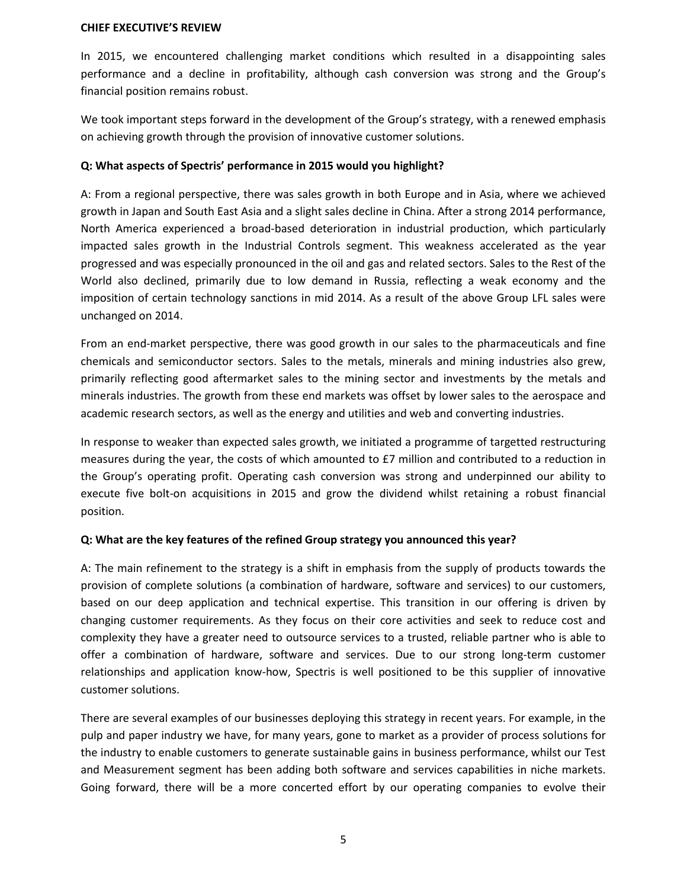## CHIEF EXECUTIVE'S REVIEW

In 2015, we encountered challenging market conditions which resulted in a disappointing sales performance and a decline in profitability, although cash conversion was strong and the Group's financial position remains robust.

We took important steps forward in the development of the Group's strategy, with a renewed emphasis on achieving growth through the provision of innovative customer solutions.

**Q: What aspects of Spectris' performance in 2015 would you highlight?**

A: From a regional perspective, there was sales growth in both Europe and in Asia, where we achieved growth in Japan and South East Asia and a slight sales decline in China. After a strong 2014 performance, North America experienced a broad-based deterioration in industrial production, which particularly impacted sales growth in the Industrial Controls segment. This weakness accelerated as the year progressed and was especially pronounced in the oil and gas and related sectors. Sales to the Rest of the World also declined, primarily due to low demand in Russia, reflecting a weak economy and the imposition of certain technology sanctions in mid 2014. As a result of the above Group LFL sales were unchanged on 2014.

From an end-market perspective, there was good growth in our sales to the pharmaceuticals and fine chemicals and semiconductor sectors. Sales to the metals, minerals and mining industries also grew, primarily reflecting good aftermarket sales to the mining sector and investments by the metals and minerals industries. The growth from these end markets was offset by lower sales to the aerospace and academic research sectors, as well as the energy and utilities and web and converting industries.

In response to weaker than expected sales growth, we initiated a programme of targetted restructuring measures during the year, the costs of which amounted to £7 million and contributed to a reduction in the Group's operating profit. Operating cash conversion was strong and underpinned our ability to execute five bolt-on acquisitions in 2015 and grow the dividend whilst retaining a robust financial position.

**Q: What are the key features of the refined Group strategy you announced this year?**

A: The main refinement to the strategy is a shift in emphasis from the supply of products towards the provision of complete solutions (a combination of hardware, software and services) to our customers, based on our deep application and technical expertise. This transition in our offering is driven by changing customer requirements. As they focus on their core activities and seek to reduce cost and complexity they have a greater need to outsource services to a trusted, reliable partner who is able to offer a combination of hardware, software and services. Due to our strong long-term customer relationships and application know-how, Spectris is well positioned to be this supplier of innovative customer solutions.

There are several examples of our businesses deploying this strategy in recent years. For example, in the pulp and paper industry we have, for many years, gone to market as a provider of process solutions for the industry to enable customers to generate sustainable gains in business performance, whilst our Test and Measurement segment has been adding both software and services capabilities in niche markets. Going forward, there will be a more concerted effort by our operating companies to evolve their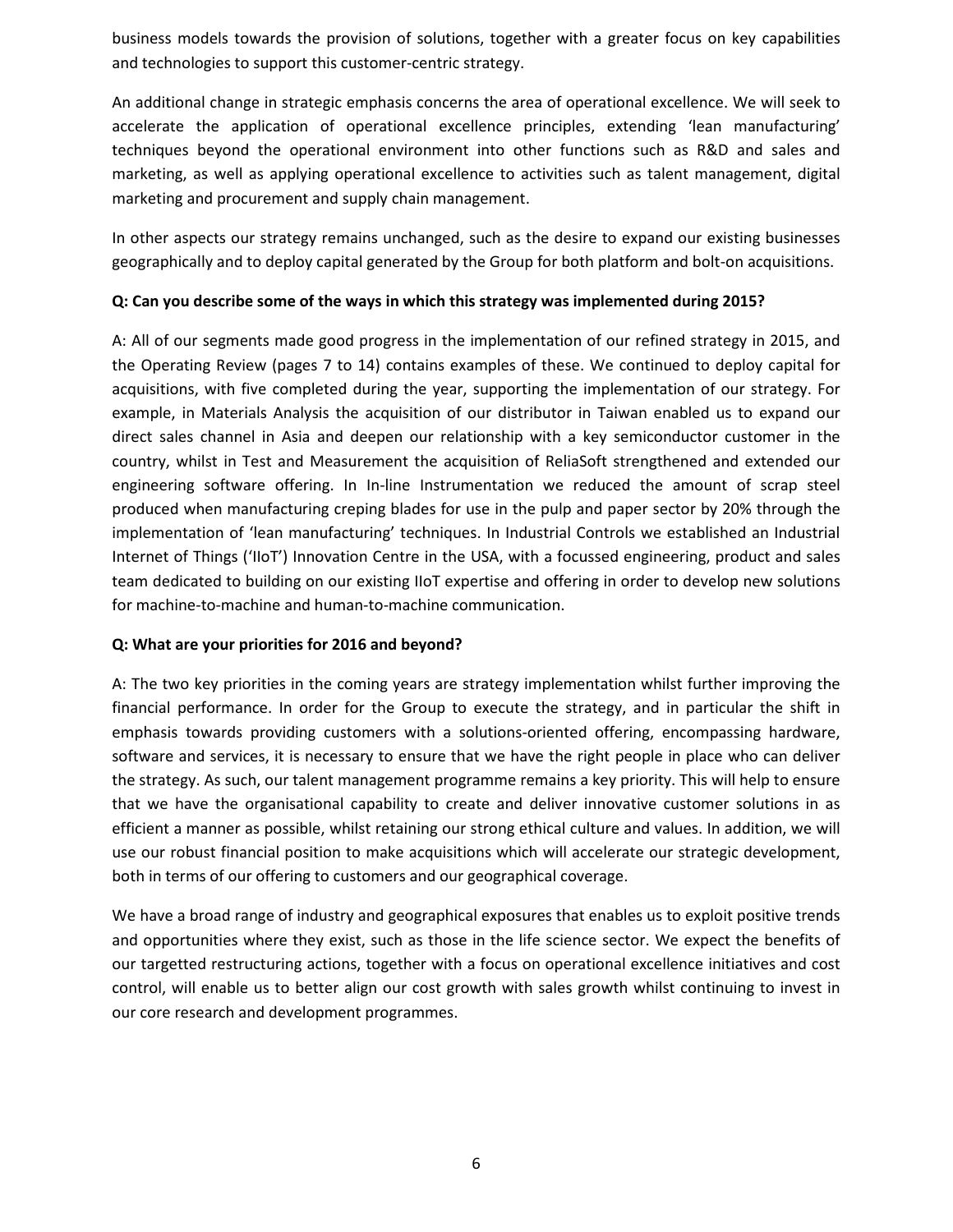business models towards the provision of solutions, together with a greater focus on key capabilities and technologies to support this customer-centric strategy.

An additional change in strategic emphasis concerns the area of operational excellence. We will seek to accelerate the application of operational excellence principles, extending 'lean manufacturing' techniques beyond the operational environment into other functions such as R&D and sales and marketing, as well as applying operational excellence to activities such as talent management, digital marketing and procurement and supply chain management.

In other aspects our strategy remains unchanged, such as the desire to expand our existing businesses geographically and to deploy capital generated by the Group for both platform and bolt-on acquisitions.

**Q: Can you describe some of the ways in which this strategy was implemented during 2015?**

A: All of our segments made good progress in the implementation of our refined strategy in 2015, and the Operating Review (pages 7 to 14) contains examples of these. We continued to deploy capital for acquisitions, with five completed during the year, supporting the implementation of our strategy. For example, in Materials Analysis the acquisition of our distributor in Taiwan enabled us to expand our direct sales channel in Asia and deepen our relationship with a key semiconductor customer in the country, whilst in Test and Measurement the acquisition of ReliaSoft strengthened and extended our engineering software offering. In In-line Instrumentation we reduced the amount of scrap steel produced when manufacturing creping blades for use in the pulp and paper sector by 20% through the implementation of 'lean manufacturing' techniques. In Industrial Controls we established an Industrial Internet of Things ('IIoT') Innovation Centre in the USA, with a focussed engineering, product and sales team dedicated to building on our existing IIoT expertise and offering in order to develop new solutions for machine-to-machine and human-to-machine communication.

**Q: What are your priorities for 2016 and beyond?**

A: The two key priorities in the coming years are strategy implementation whilst further improving the financial performance. In order for the Group to execute the strategy, and in particular the shift in emphasis towards providing customers with a solutions-oriented offering, encompassing hardware, software and services, it is necessary to ensure that we have the right people in place who can deliver the strategy. As such, our talent management programme remains a key priority. This will help to ensure that we have the organisational capability to create and deliver innovative customer solutions in as efficient a manner as possible, whilst retaining our strong ethical culture and values. In addition, we will use our robust financial position to make acquisitions which will accelerate our strategic development, both in terms of our offering to customers and our geographical coverage.

We have a broad range of industry and geographical exposures that enables us to exploit positive trends and opportunities where they exist, such as those in the life science sector. We expect the benefits of our targetted restructuring actions, together with a focus on operational excellence initiatives and cost control, will enable us to better align our cost growth with sales growth whilst continuing to invest in our core research and development programmes.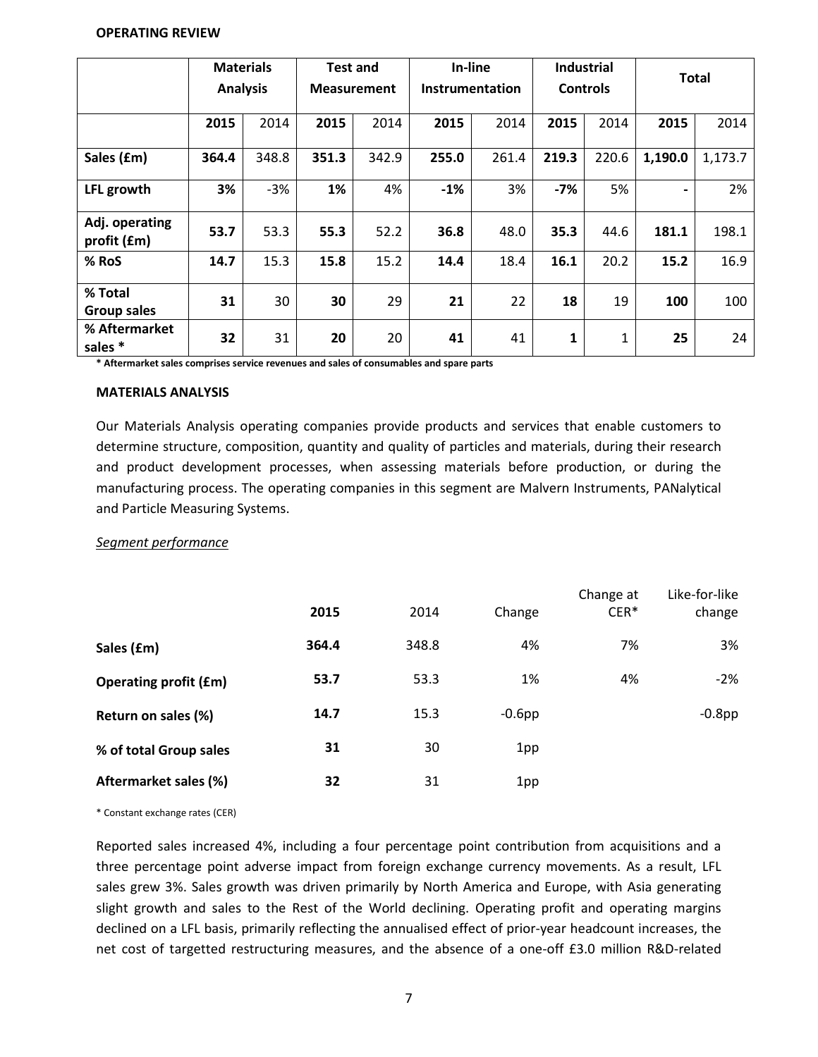**OPERATING REVIEW**

| | Materials Analysis | | Test and Measurement | | In-line Instrumentation | | Industrial Controls | | Total | |
|---|---|---|---|---|---|---|---|---|---|---|
| | **2015** | 2014 | **2015** | 2014 | **2015** | 2014 | **2015** | 2014 | **2015** | 2014 |
| **Sales (£m)** | **364.4** | 348.8 | **351.3** | 342.9 | **255.0** | 261.4 | **219.3** | 220.6 | **1,190.0** | 1,173.7 |
| **LFL growth** | **3%** | -3% | **1%** | 4% | **-1%** | 3% | **-7%** | 5% | **-** | 2% |
| **Adj. operating profit (£m)** | **53.7** | 53.3 | **55.3** | 52.2 | **36.8** | 48.0 | **35.3** | 44.6 | **181.1** | 198.1 |
| **% RoS** | **14.7** | 15.3 | **15.8** | 15.2 | **14.4** | 18.4 | **16.1** | 20.2 | **15.2** | 16.9 |
| **% Total Group sales** | **31** | 30 | **30** | 29 | **21** | 22 | **18** | 19 | **100** | 100 |
| **% Aftermarket sales *** | **32** | 31 | **20** | 20 | **41** | 41 | **1** | 1 | **25** | 24 |

**\* Aftermarket sales comprises service revenues and sales of consumables and spare parts**

**MATERIALS ANALYSIS**

Our Materials Analysis operating companies provide products and services that enable customers to determine structure, composition, quantity and quality of particles and materials, during their research and product development processes, when assessing materials before production, or during the manufacturing process. The operating companies in this segment are Malvern Instruments, PANalytical and Particle Measuring Systems.

*Segment performance*

| | 2015 | 2014 | Change | Change at CER* | Like-for-like change |
|---|---|---|---|---|---|
| **Sales (£m)** | **364.4** | 348.8 | 4% | 7% | 3% |
| **Operating profit (£m)** | **53.7** | 53.3 | 1% | 4% | -2% |
| **Return on sales (%)** | **14.7** | 15.3 | -0.6pp | | -0.8pp |
| **% of total Group sales** | **31** | 30 | 1pp | | |
| **Aftermarket sales (%)** | **32** | 31 | 1pp | | |

\* Constant exchange rates (CER)

Reported sales increased 4%, including a four percentage point contribution from acquisitions and a three percentage point adverse impact from foreign exchange currency movements. As a result, LFL sales grew 3%. Sales growth was driven primarily by North America and Europe, with Asia generating slight growth and sales to the Rest of the World declining. Operating profit and operating margins declined on a LFL basis, primarily reflecting the annualised effect of prior-year headcount increases, the net cost of targetted restructuring measures, and the absence of a one-off £3.0 million R&D-related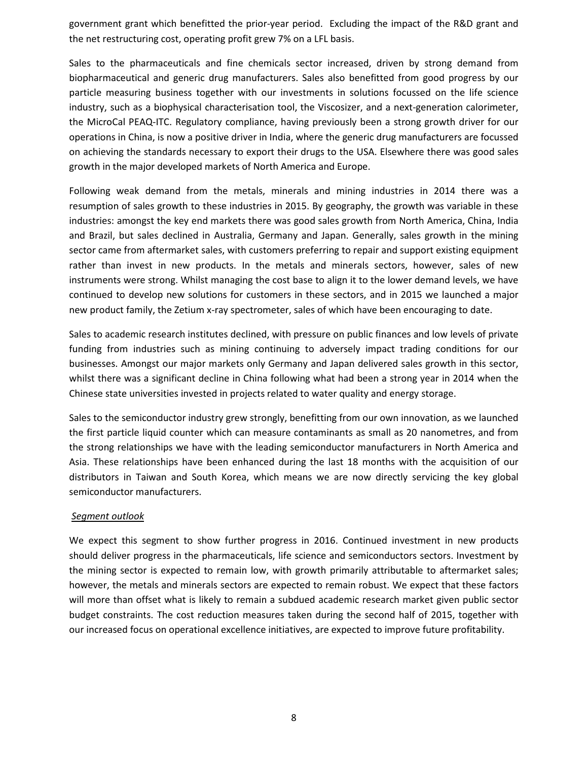government grant which benefitted the prior-year period. Excluding the impact of the R&D grant and the net restructuring cost, operating profit grew 7% on a LFL basis.

Sales to the pharmaceuticals and fine chemicals sector increased, driven by strong demand from biopharmaceutical and generic drug manufacturers. Sales also benefitted from good progress by our particle measuring business together with our investments in solutions focussed on the life science industry, such as a biophysical characterisation tool, the Viscosizer, and a next-generation calorimeter, the MicroCal PEAQ-ITC. Regulatory compliance, having previously been a strong growth driver for our operations in China, is now a positive driver in India, where the generic drug manufacturers are focussed on achieving the standards necessary to export their drugs to the USA. Elsewhere there was good sales growth in the major developed markets of North America and Europe.

Following weak demand from the metals, minerals and mining industries in 2014 there was a resumption of sales growth to these industries in 2015. By geography, the growth was variable in these industries: amongst the key end markets there was good sales growth from North America, China, India and Brazil, but sales declined in Australia, Germany and Japan. Generally, sales growth in the mining sector came from aftermarket sales, with customers preferring to repair and support existing equipment rather than invest in new products. In the metals and minerals sectors, however, sales of new instruments were strong. Whilst managing the cost base to align it to the lower demand levels, we have continued to develop new solutions for customers in these sectors, and in 2015 we launched a major new product family, the Zetium x-ray spectrometer, sales of which have been encouraging to date.

Sales to academic research institutes declined, with pressure on public finances and low levels of private funding from industries such as mining continuing to adversely impact trading conditions for our businesses. Amongst our major markets only Germany and Japan delivered sales growth in this sector, whilst there was a significant decline in China following what had been a strong year in 2014 when the Chinese state universities invested in projects related to water quality and energy storage.

Sales to the semiconductor industry grew strongly, benefitting from our own innovation, as we launched the first particle liquid counter which can measure contaminants as small as 20 nanometres, and from the strong relationships we have with the leading semiconductor manufacturers in North America and Asia. These relationships have been enhanced during the last 18 months with the acquisition of our distributors in Taiwan and South Korea, which means we are now directly servicing the key global semiconductor manufacturers.

*Segment outlook*

We expect this segment to show further progress in 2016. Continued investment in new products should deliver progress in the pharmaceuticals, life science and semiconductors sectors. Investment by the mining sector is expected to remain low, with growth primarily attributable to aftermarket sales; however, the metals and minerals sectors are expected to remain robust. We expect that these factors will more than offset what is likely to remain a subdued academic research market given public sector budget constraints. The cost reduction measures taken during the second half of 2015, together with our increased focus on operational excellence initiatives, are expected to improve future profitability.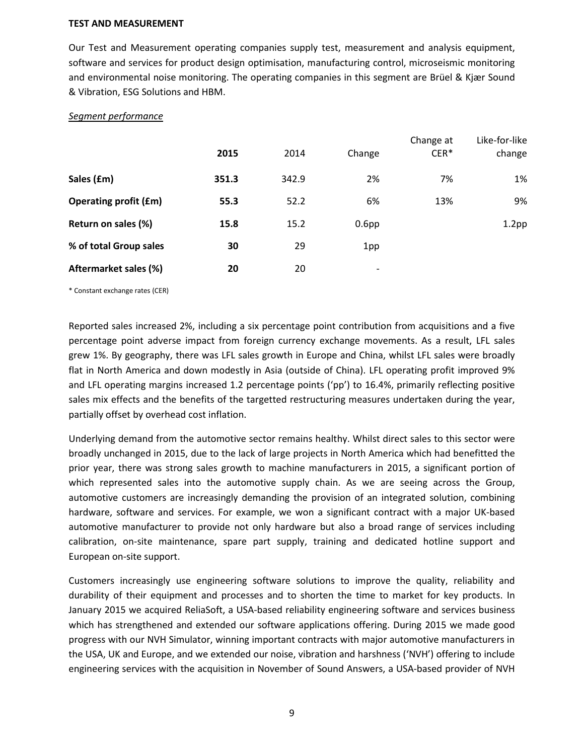**TEST AND MEASUREMENT**

Our Test and Measurement operating companies supply test, measurement and analysis equipment, software and services for product design optimisation, manufacturing control, microseismic monitoring and environmental noise monitoring. The operating companies in this segment are Brüel & Kjær Sound & Vibration, ESG Solutions and HBM.

*Segment performance*

| | **2015** | 2014 | Change | Change at CER* | Like-for-like change |
|---|---|---|---|---|---|
| **Sales (£m)** | **351.3** | 342.9 | 2% | 7% | 1% |
| **Operating profit (£m)** | **55.3** | 52.2 | 6% | 13% | 9% |
| **Return on sales (%)** | **15.8** | 15.2 | 0.6pp | | 1.2pp |
| **% of total Group sales** | **30** | 29 | 1pp | | |
| **Aftermarket sales (%)** | **20** | 20 | - | | |

\* Constant exchange rates (CER)

Reported sales increased 2%, including a six percentage point contribution from acquisitions and a five percentage point adverse impact from foreign currency exchange movements. As a result, LFL sales grew 1%. By geography, there was LFL sales growth in Europe and China, whilst LFL sales were broadly flat in North America and down modestly in Asia (outside of China). LFL operating profit improved 9% and LFL operating margins increased 1.2 percentage points ('pp') to 16.4%, primarily reflecting positive sales mix effects and the benefits of the targetted restructuring measures undertaken during the year, partially offset by overhead cost inflation.

Underlying demand from the automotive sector remains healthy. Whilst direct sales to this sector were broadly unchanged in 2015, due to the lack of large projects in North America which had benefitted the prior year, there was strong sales growth to machine manufacturers in 2015, a significant portion of which represented sales into the automotive supply chain. As we are seeing across the Group, automotive customers are increasingly demanding the provision of an integrated solution, combining hardware, software and services. For example, we won a significant contract with a major UK-based automotive manufacturer to provide not only hardware but also a broad range of services including calibration, on-site maintenance, spare part supply, training and dedicated hotline support and European on-site support.

Customers increasingly use engineering software solutions to improve the quality, reliability and durability of their equipment and processes and to shorten the time to market for key products. In January 2015 we acquired ReliaSoft, a USA-based reliability engineering software and services business which has strengthened and extended our software applications offering. During 2015 we made good progress with our NVH Simulator, winning important contracts with major automotive manufacturers in the USA, UK and Europe, and we extended our noise, vibration and harshness ('NVH') offering to include engineering services with the acquisition in November of Sound Answers, a USA-based provider of NVH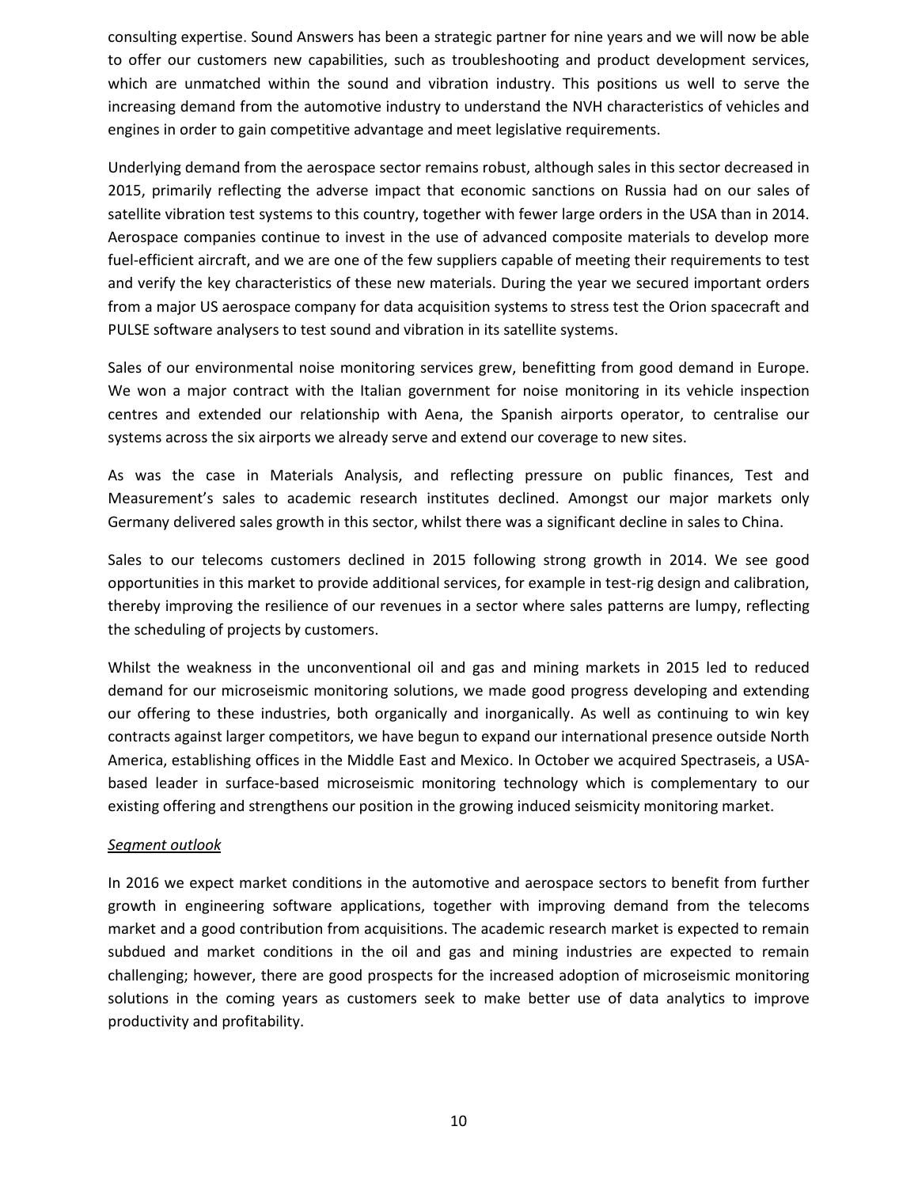consulting expertise. Sound Answers has been a strategic partner for nine years and we will now be able to offer our customers new capabilities, such as troubleshooting and product development services, which are unmatched within the sound and vibration industry. This positions us well to serve the increasing demand from the automotive industry to understand the NVH characteristics of vehicles and engines in order to gain competitive advantage and meet legislative requirements.

Underlying demand from the aerospace sector remains robust, although sales in this sector decreased in 2015, primarily reflecting the adverse impact that economic sanctions on Russia had on our sales of satellite vibration test systems to this country, together with fewer large orders in the USA than in 2014. Aerospace companies continue to invest in the use of advanced composite materials to develop more fuel-efficient aircraft, and we are one of the few suppliers capable of meeting their requirements to test and verify the key characteristics of these new materials. During the year we secured important orders from a major US aerospace company for data acquisition systems to stress test the Orion spacecraft and PULSE software analysers to test sound and vibration in its satellite systems.

Sales of our environmental noise monitoring services grew, benefitting from good demand in Europe. We won a major contract with the Italian government for noise monitoring in its vehicle inspection centres and extended our relationship with Aena, the Spanish airports operator, to centralise our systems across the six airports we already serve and extend our coverage to new sites.

As was the case in Materials Analysis, and reflecting pressure on public finances, Test and Measurement's sales to academic research institutes declined. Amongst our major markets only Germany delivered sales growth in this sector, whilst there was a significant decline in sales to China.

Sales to our telecoms customers declined in 2015 following strong growth in 2014. We see good opportunities in this market to provide additional services, for example in test-rig design and calibration, thereby improving the resilience of our revenues in a sector where sales patterns are lumpy, reflecting the scheduling of projects by customers.

Whilst the weakness in the unconventional oil and gas and mining markets in 2015 led to reduced demand for our microseismic monitoring solutions, we made good progress developing and extending our offering to these industries, both organically and inorganically. As well as continuing to win key contracts against larger competitors, we have begun to expand our international presence outside North America, establishing offices in the Middle East and Mexico. In October we acquired Spectraseis, a USA-based leader in surface-based microseismic monitoring technology which is complementary to our existing offering and strengthens our position in the growing induced seismicity monitoring market.

*Segment outlook*

In 2016 we expect market conditions in the automotive and aerospace sectors to benefit from further growth in engineering software applications, together with improving demand from the telecoms market and a good contribution from acquisitions. The academic research market is expected to remain subdued and market conditions in the oil and gas and mining industries are expected to remain challenging; however, there are good prospects for the increased adoption of microseismic monitoring solutions in the coming years as customers seek to make better use of data analytics to improve productivity and profitability.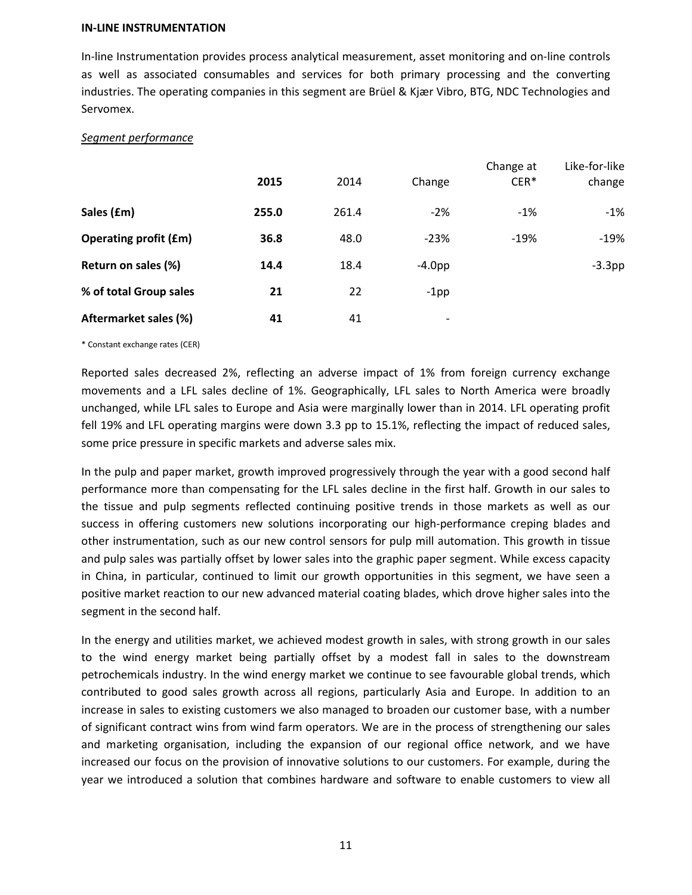**IN-LINE INSTRUMENTATION**

In-line Instrumentation provides process analytical measurement, asset monitoring and on-line controls as well as associated consumables and services for both primary processing and the converting industries. The operating companies in this segment are Brüel & Kjær Vibro, BTG, NDC Technologies and Servomex.

*Segment performance*

| | 2015 | 2014 | Change | Change at CER* | Like-for-like change |
|---|---|---|---|---|---|
| **Sales (£m)** | **255.0** | 261.4 | -2% | -1% | -1% |
| **Operating profit (£m)** | **36.8** | 48.0 | -23% | -19% | -19% |
| **Return on sales (%)** | **14.4** | 18.4 | -4.0pp | | -3.3pp |
| **% of total Group sales** | **21** | 22 | -1pp | | |
| **Aftermarket sales (%)** | **41** | 41 | - | | |

\* Constant exchange rates (CER)

Reported sales decreased 2%, reflecting an adverse impact of 1% from foreign currency exchange movements and a LFL sales decline of 1%. Geographically, LFL sales to North America were broadly unchanged, while LFL sales to Europe and Asia were marginally lower than in 2014. LFL operating profit fell 19% and LFL operating margins were down 3.3 pp to 15.1%, reflecting the impact of reduced sales, some price pressure in specific markets and adverse sales mix.

In the pulp and paper market, growth improved progressively through the year with a good second half performance more than compensating for the LFL sales decline in the first half. Growth in our sales to the tissue and pulp segments reflected continuing positive trends in those markets as well as our success in offering customers new solutions incorporating our high-performance creping blades and other instrumentation, such as our new control sensors for pulp mill automation. This growth in tissue and pulp sales was partially offset by lower sales into the graphic paper segment. While excess capacity in China, in particular, continued to limit our growth opportunities in this segment, we have seen a positive market reaction to our new advanced material coating blades, which drove higher sales into the segment in the second half.

In the energy and utilities market, we achieved modest growth in sales, with strong growth in our sales to the wind energy market being partially offset by a modest fall in sales to the downstream petrochemicals industry. In the wind energy market we continue to see favourable global trends, which contributed to good sales growth across all regions, particularly Asia and Europe. In addition to an increase in sales to existing customers we also managed to broaden our customer base, with a number of significant contract wins from wind farm operators. We are in the process of strengthening our sales and marketing organisation, including the expansion of our regional office network, and we have increased our focus on the provision of innovative solutions to our customers. For example, during the year we introduced a solution that combines hardware and software to enable customers to view all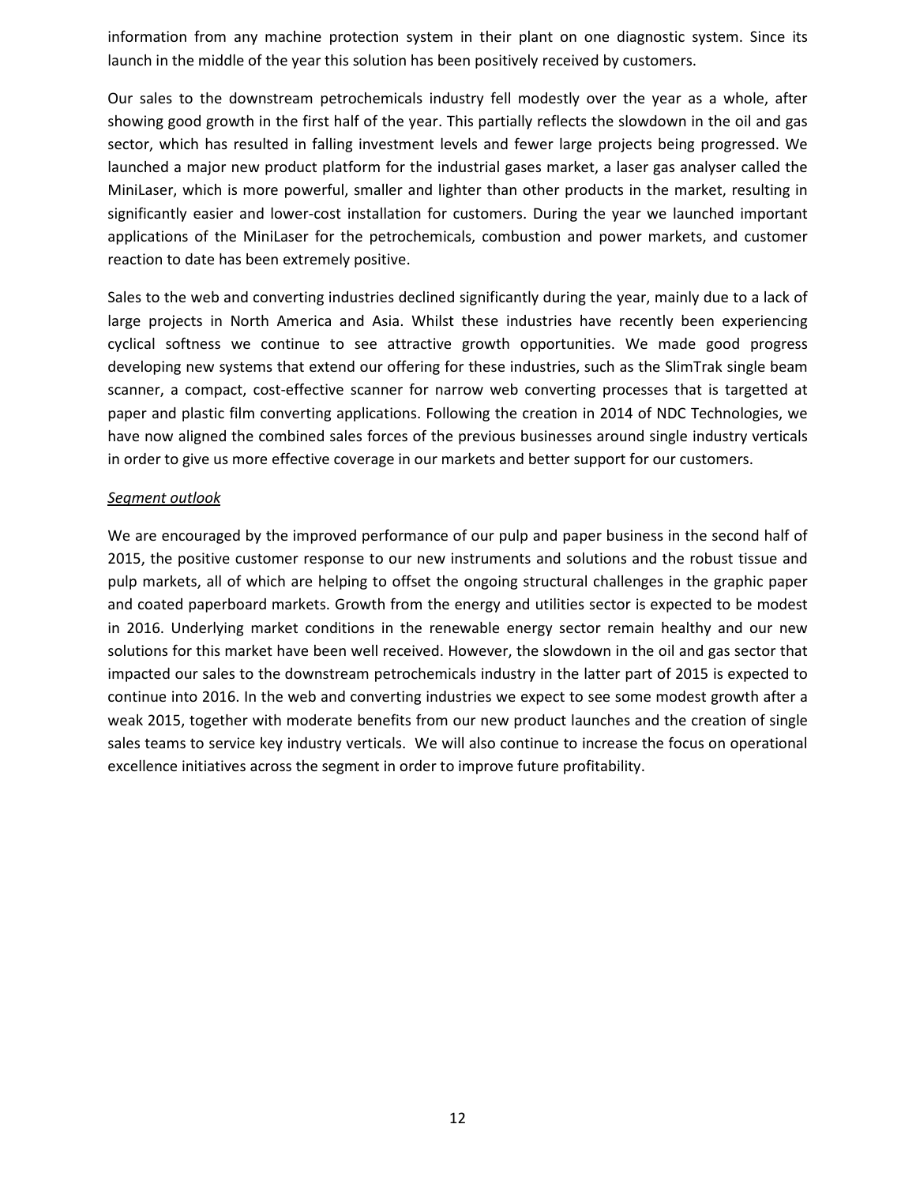information from any machine protection system in their plant on one diagnostic system. Since its launch in the middle of the year this solution has been positively received by customers.

Our sales to the downstream petrochemicals industry fell modestly over the year as a whole, after showing good growth in the first half of the year. This partially reflects the slowdown in the oil and gas sector, which has resulted in falling investment levels and fewer large projects being progressed. We launched a major new product platform for the industrial gases market, a laser gas analyser called the MiniLaser, which is more powerful, smaller and lighter than other products in the market, resulting in significantly easier and lower-cost installation for customers. During the year we launched important applications of the MiniLaser for the petrochemicals, combustion and power markets, and customer reaction to date has been extremely positive.

Sales to the web and converting industries declined significantly during the year, mainly due to a lack of large projects in North America and Asia. Whilst these industries have recently been experiencing cyclical softness we continue to see attractive growth opportunities. We made good progress developing new systems that extend our offering for these industries, such as the SlimTrak single beam scanner, a compact, cost-effective scanner for narrow web converting processes that is targetted at paper and plastic film converting applications. Following the creation in 2014 of NDC Technologies, we have now aligned the combined sales forces of the previous businesses around single industry verticals in order to give us more effective coverage in our markets and better support for our customers.

*Segment outlook*

We are encouraged by the improved performance of our pulp and paper business in the second half of 2015, the positive customer response to our new instruments and solutions and the robust tissue and pulp markets, all of which are helping to offset the ongoing structural challenges in the graphic paper and coated paperboard markets. Growth from the energy and utilities sector is expected to be modest in 2016. Underlying market conditions in the renewable energy sector remain healthy and our new solutions for this market have been well received. However, the slowdown in the oil and gas sector that impacted our sales to the downstream petrochemicals industry in the latter part of 2015 is expected to continue into 2016. In the web and converting industries we expect to see some modest growth after a weak 2015, together with moderate benefits from our new product launches and the creation of single sales teams to service key industry verticals. We will also continue to increase the focus on operational excellence initiatives across the segment in order to improve future profitability.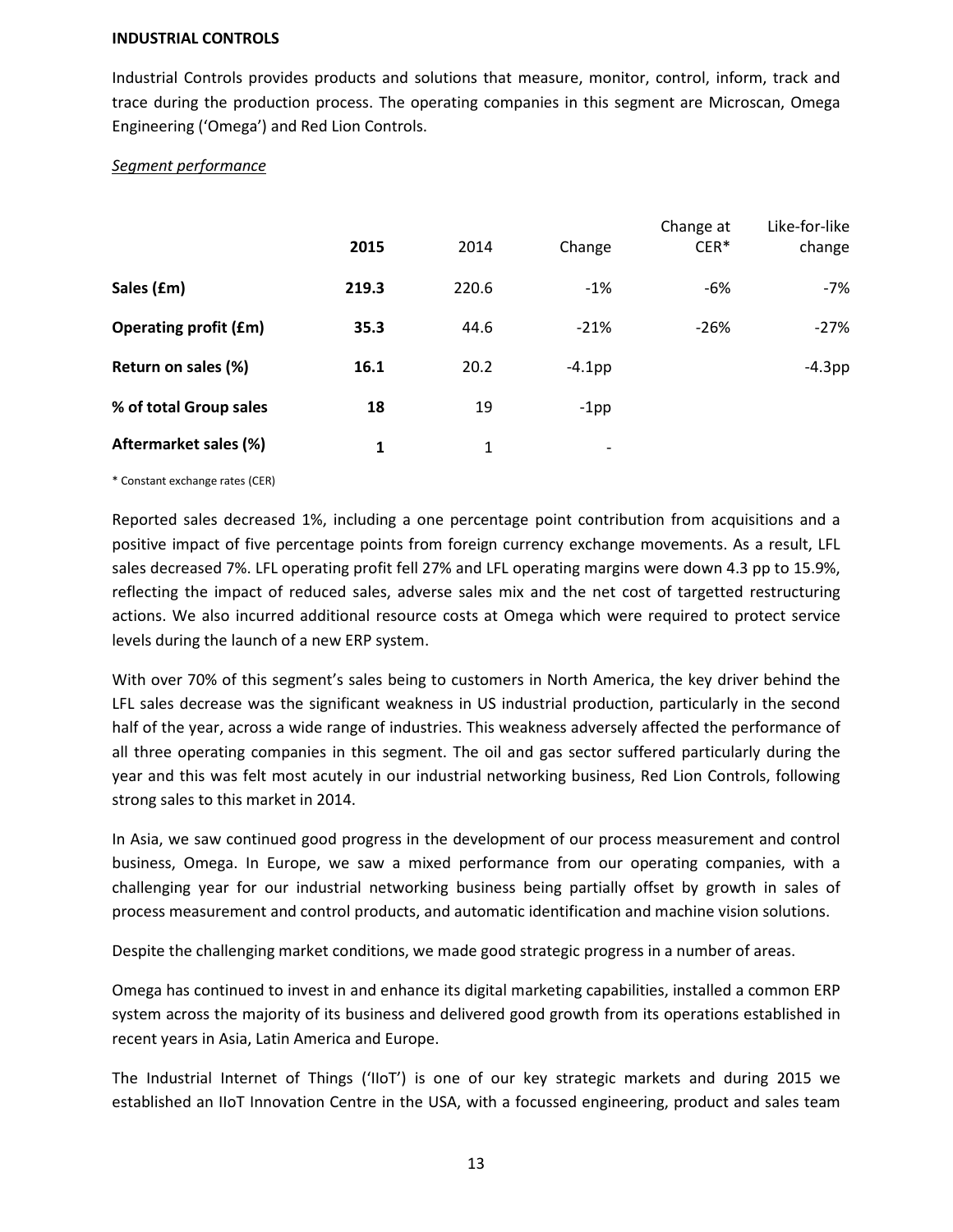**INDUSTRIAL CONTROLS**

Industrial Controls provides products and solutions that measure, monitor, control, inform, track and trace during the production process. The operating companies in this segment are Microscan, Omega Engineering ('Omega') and Red Lion Controls.

*Segment performance*

| | **2015** | 2014 | Change | Change at CER* | Like-for-like change |
|---|---|---|---|---|---|
| **Sales (£m)** | **219.3** | 220.6 | -1% | -6% | -7% |
| **Operating profit (£m)** | **35.3** | 44.6 | -21% | -26% | -27% |
| **Return on sales (%)** | **16.1** | 20.2 | -4.1pp | | -4.3pp |
| **% of total Group sales** | **18** | 19 | -1pp | | |
| **Aftermarket sales (%)** | **1** | 1 | - | | |

\* Constant exchange rates (CER)

Reported sales decreased 1%, including a one percentage point contribution from acquisitions and a positive impact of five percentage points from foreign currency exchange movements. As a result, LFL sales decreased 7%. LFL operating profit fell 27% and LFL operating margins were down 4.3 pp to 15.9%, reflecting the impact of reduced sales, adverse sales mix and the net cost of targetted restructuring actions. We also incurred additional resource costs at Omega which were required to protect service levels during the launch of a new ERP system.

With over 70% of this segment's sales being to customers in North America, the key driver behind the LFL sales decrease was the significant weakness in US industrial production, particularly in the second half of the year, across a wide range of industries. This weakness adversely affected the performance of all three operating companies in this segment. The oil and gas sector suffered particularly during the year and this was felt most acutely in our industrial networking business, Red Lion Controls, following strong sales to this market in 2014.

In Asia, we saw continued good progress in the development of our process measurement and control business, Omega. In Europe, we saw a mixed performance from our operating companies, with a challenging year for our industrial networking business being partially offset by growth in sales of process measurement and control products, and automatic identification and machine vision solutions.

Despite the challenging market conditions, we made good strategic progress in a number of areas.

Omega has continued to invest in and enhance its digital marketing capabilities, installed a common ERP system across the majority of its business and delivered good growth from its operations established in recent years in Asia, Latin America and Europe.

The Industrial Internet of Things ('IIoT') is one of our key strategic markets and during 2015 we established an IIoT Innovation Centre in the USA, with a focussed engineering, product and sales team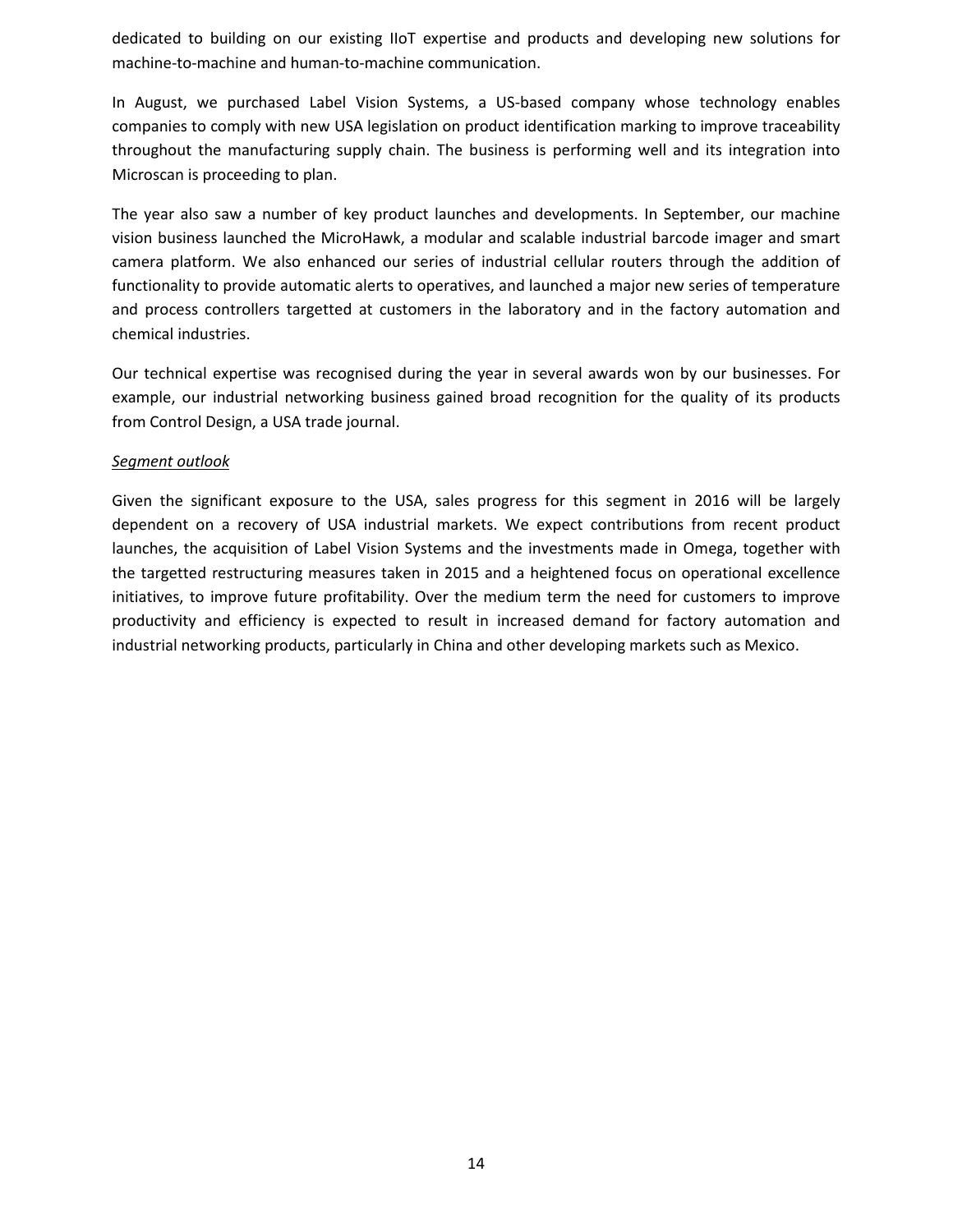dedicated to building on our existing IIoT expertise and products and developing new solutions for machine-to-machine and human-to-machine communication.

In August, we purchased Label Vision Systems, a US-based company whose technology enables companies to comply with new USA legislation on product identification marking to improve traceability throughout the manufacturing supply chain. The business is performing well and its integration into Microscan is proceeding to plan.

The year also saw a number of key product launches and developments. In September, our machine vision business launched the MicroHawk, a modular and scalable industrial barcode imager and smart camera platform. We also enhanced our series of industrial cellular routers through the addition of functionality to provide automatic alerts to operatives, and launched a major new series of temperature and process controllers targetted at customers in the laboratory and in the factory automation and chemical industries.

Our technical expertise was recognised during the year in several awards won by our businesses. For example, our industrial networking business gained broad recognition for the quality of its products from Control Design, a USA trade journal.

*Segment outlook*

Given the significant exposure to the USA, sales progress for this segment in 2016 will be largely dependent on a recovery of USA industrial markets. We expect contributions from recent product launches, the acquisition of Label Vision Systems and the investments made in Omega, together with the targetted restructuring measures taken in 2015 and a heightened focus on operational excellence initiatives, to improve future profitability. Over the medium term the need for customers to improve productivity and efficiency is expected to result in increased demand for factory automation and industrial networking products, particularly in China and other developing markets such as Mexico.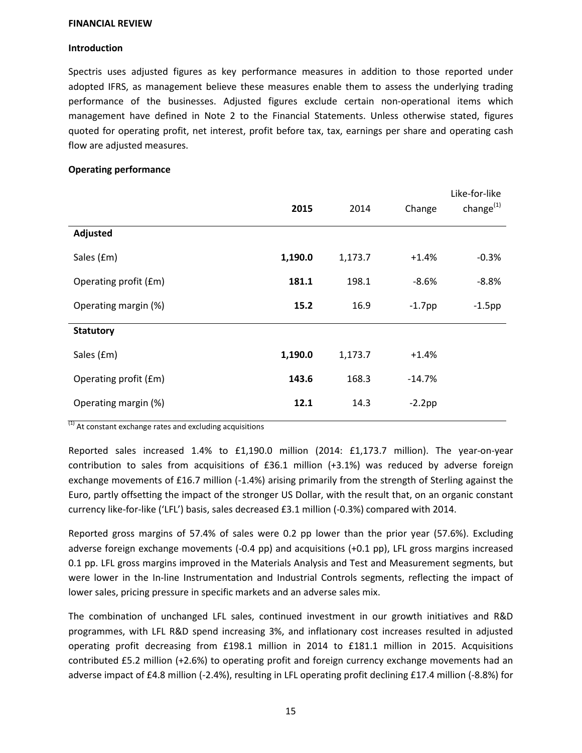**FINANCIAL REVIEW**

**Introduction**

Spectris uses adjusted figures as key performance measures in addition to those reported under adopted IFRS, as management believe these measures enable them to assess the underlying trading performance of the businesses. Adjusted figures exclude certain non-operational items which management have defined in Note 2 to the Financial Statements. Unless otherwise stated, figures quoted for operating profit, net interest, profit before tax, tax, earnings per share and operating cash flow are adjusted measures.

**Operating performance**

| | **2015** | 2014 | Change | Like-for-like change[1] |
|---|---|---|---|---|
| **Adjusted** | | | | |
| Sales (£m) | **1,190.0** | 1,173.7 | +1.4% | -0.3% |
| Operating profit (£m) | **181.1** | 198.1 | -8.6% | -8.8% |
| Operating margin (%) | **15.2** | 16.9 | -1.7pp | -1.5pp |
| **Statutory** | | | | |
| Sales (£m) | **1,190.0** | 1,173.7 | +1.4% | |
| Operating profit (£m) | **143.6** | 168.3 | -14.7% | |
| Operating margin (%) | **12.1** | 14.3 | -2.2pp | |

[1] At constant exchange rates and excluding acquisitions

Reported sales increased 1.4% to £1,190.0 million (2014: £1,173.7 million). The year-on-year contribution to sales from acquisitions of £36.1 million (+3.1%) was reduced by adverse foreign exchange movements of £16.7 million (-1.4%) arising primarily from the strength of Sterling against the Euro, partly offsetting the impact of the stronger US Dollar, with the result that, on an organic constant currency like-for-like ('LFL') basis, sales decreased £3.1 million (-0.3%) compared with 2014.

Reported gross margins of 57.4% of sales were 0.2 pp lower than the prior year (57.6%). Excluding adverse foreign exchange movements (-0.4 pp) and acquisitions (+0.1 pp), LFL gross margins increased 0.1 pp. LFL gross margins improved in the Materials Analysis and Test and Measurement segments, but were lower in the In-line Instrumentation and Industrial Controls segments, reflecting the impact of lower sales, pricing pressure in specific markets and an adverse sales mix.

The combination of unchanged LFL sales, continued investment in our growth initiatives and R&D programmes, with LFL R&D spend increasing 3%, and inflationary cost increases resulted in adjusted operating profit decreasing from £198.1 million in 2014 to £181.1 million in 2015. Acquisitions contributed £5.2 million (+2.6%) to operating profit and foreign currency exchange movements had an adverse impact of £4.8 million (-2.4%), resulting in LFL operating profit declining £17.4 million (-8.8%) for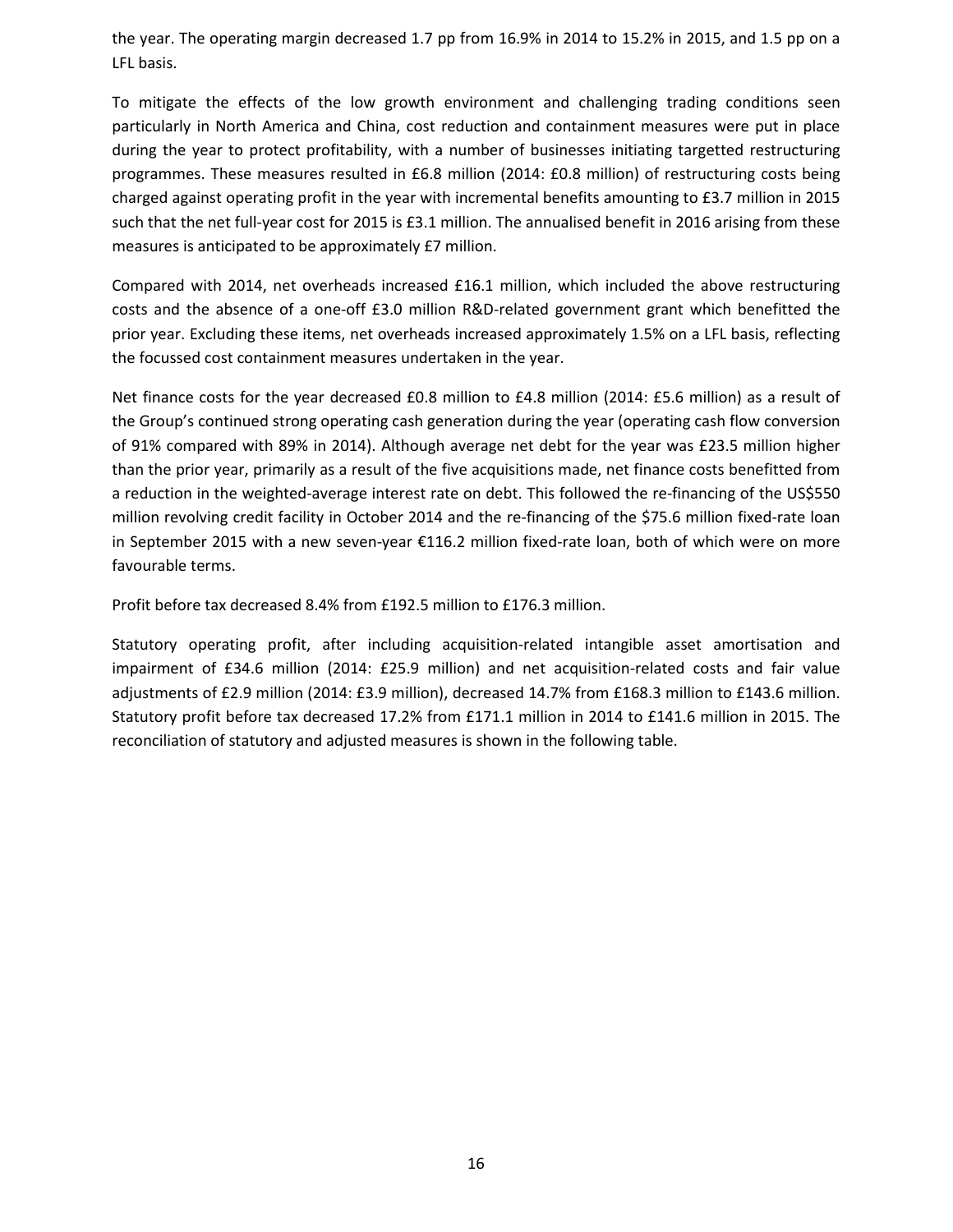the year. The operating margin decreased 1.7 pp from 16.9% in 2014 to 15.2% in 2015, and 1.5 pp on a LFL basis.

To mitigate the effects of the low growth environment and challenging trading conditions seen particularly in North America and China, cost reduction and containment measures were put in place during the year to protect profitability, with a number of businesses initiating targetted restructuring programmes. These measures resulted in £6.8 million (2014: £0.8 million) of restructuring costs being charged against operating profit in the year with incremental benefits amounting to £3.7 million in 2015 such that the net full-year cost for 2015 is £3.1 million. The annualised benefit in 2016 arising from these measures is anticipated to be approximately £7 million.

Compared with 2014, net overheads increased £16.1 million, which included the above restructuring costs and the absence of a one-off £3.0 million R&D-related government grant which benefitted the prior year. Excluding these items, net overheads increased approximately 1.5% on a LFL basis, reflecting the focussed cost containment measures undertaken in the year.

Net finance costs for the year decreased £0.8 million to £4.8 million (2014: £5.6 million) as a result of the Group's continued strong operating cash generation during the year (operating cash flow conversion of 91% compared with 89% in 2014). Although average net debt for the year was £23.5 million higher than the prior year, primarily as a result of the five acquisitions made, net finance costs benefitted from a reduction in the weighted-average interest rate on debt. This followed the re-financing of the US$550 million revolving credit facility in October 2014 and the re-financing of the $75.6 million fixed-rate loan in September 2015 with a new seven-year €116.2 million fixed-rate loan, both of which were on more favourable terms.

Profit before tax decreased 8.4% from £192.5 million to £176.3 million.

Statutory operating profit, after including acquisition-related intangible asset amortisation and impairment of £34.6 million (2014: £25.9 million) and net acquisition-related costs and fair value adjustments of £2.9 million (2014: £3.9 million), decreased 14.7% from £168.3 million to £143.6 million. Statutory profit before tax decreased 17.2% from £171.1 million in 2014 to £141.6 million in 2015. The reconciliation of statutory and adjusted measures is shown in the following table.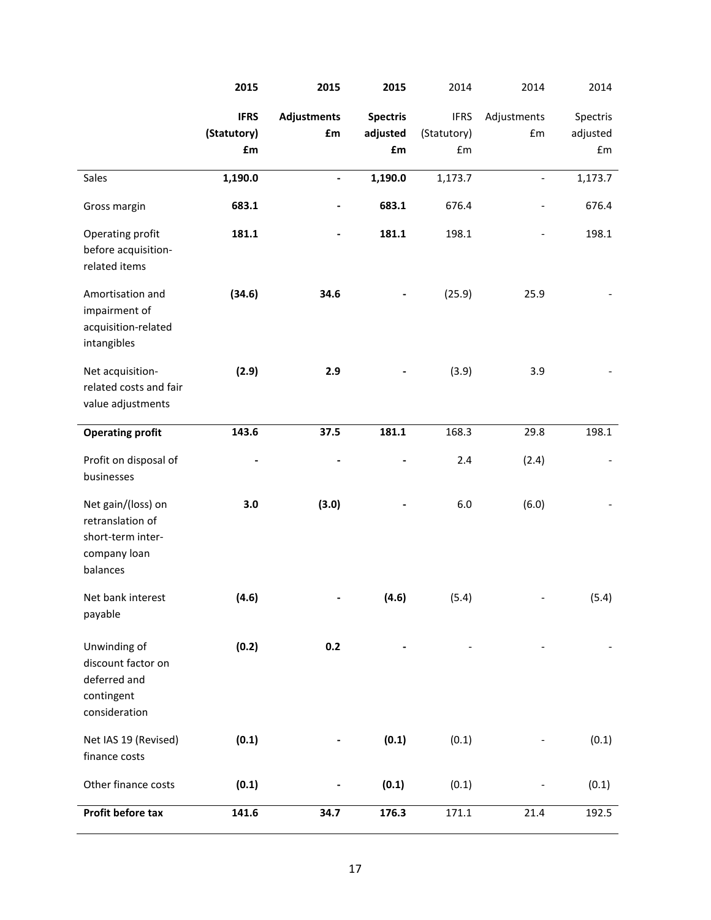| | 2015 | 2015 | 2015 | 2014 | 2014 | 2014 |
|---|---|---|---|---|---|---|
| | **IFRS (Statutory) £m** | **Adjustments £m** | **Spectris adjusted £m** | IFRS (Statutory) £m | Adjustments £m | Spectris adjusted £m |
| Sales | **1,190.0** | **-** | **1,190.0** | 1,173.7 | - | 1,173.7 |
| Gross margin | **683.1** | **-** | **683.1** | 676.4 | - | 676.4 |
| Operating profit before acquisition-related items | **181.1** | **-** | **181.1** | 198.1 | - | 198.1 |
| Amortisation and impairment of acquisition-related intangibles | **(34.6)** | **34.6** | **-** | (25.9) | 25.9 | - |
| Net acquisition-related costs and fair value adjustments | **(2.9)** | **2.9** | **-** | (3.9) | 3.9 | - |
| **Operating profit** | **143.6** | **37.5** | **181.1** | 168.3 | 29.8 | 198.1 |
| Profit on disposal of businesses | **-** | **-** | **-** | 2.4 | (2.4) | - |
| Net gain/(loss) on retranslation of short-term inter-company loan balances | **3.0** | **(3.0)** | **-** | 6.0 | (6.0) | - |
| Net bank interest payable | **(4.6)** | **-** | **(4.6)** | (5.4) | - | (5.4) |
| Unwinding of discount factor on deferred and contingent consideration | **(0.2)** | **0.2** | **-** | - | - | - |
| Net IAS 19 (Revised) finance costs | **(0.1)** | **-** | **(0.1)** | (0.1) | - | (0.1) |
| Other finance costs | **(0.1)** | **-** | **(0.1)** | (0.1) | - | (0.1) |
| **Profit before tax** | **141.6** | **34.7** | **176.3** | 171.1 | 21.4 | 192.5 |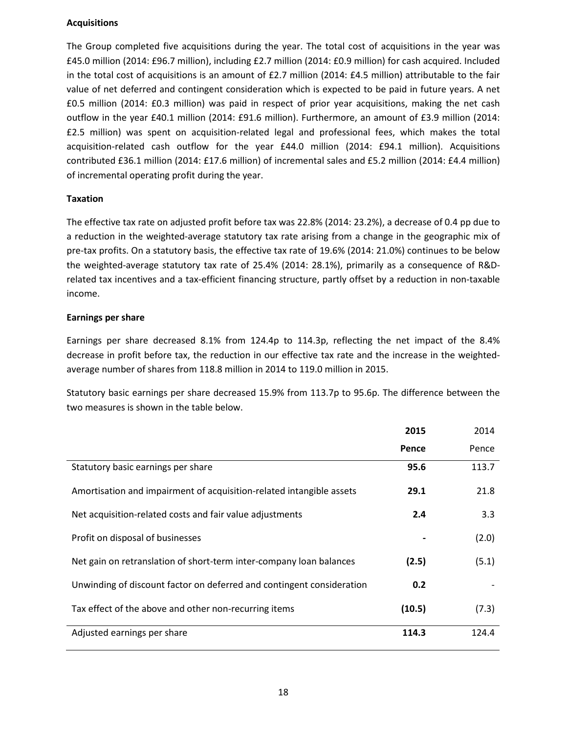**Acquisitions**

The Group completed five acquisitions during the year. The total cost of acquisitions in the year was £45.0 million (2014: £96.7 million), including £2.7 million (2014: £0.9 million) for cash acquired. Included in the total cost of acquisitions is an amount of £2.7 million (2014: £4.5 million) attributable to the fair value of net deferred and contingent consideration which is expected to be paid in future years. A net £0.5 million (2014: £0.3 million) was paid in respect of prior year acquisitions, making the net cash outflow in the year £40.1 million (2014: £91.6 million). Furthermore, an amount of £3.9 million (2014: £2.5 million) was spent on acquisition-related legal and professional fees, which makes the total acquisition-related cash outflow for the year £44.0 million (2014: £94.1 million). Acquisitions contributed £36.1 million (2014: £17.6 million) of incremental sales and £5.2 million (2014: £4.4 million) of incremental operating profit during the year.

**Taxation**

The effective tax rate on adjusted profit before tax was 22.8% (2014: 23.2%), a decrease of 0.4 pp due to a reduction in the weighted-average statutory tax rate arising from a change in the geographic mix of pre-tax profits. On a statutory basis, the effective tax rate of 19.6% (2014: 21.0%) continues to be below the weighted-average statutory tax rate of 25.4% (2014: 28.1%), primarily as a consequence of R&D-related tax incentives and a tax-efficient financing structure, partly offset by a reduction in non-taxable income.

**Earnings per share**

Earnings per share decreased 8.1% from 124.4p to 114.3p, reflecting the net impact of the 8.4% decrease in profit before tax, the reduction in our effective tax rate and the increase in the weighted-average number of shares from 118.8 million in 2014 to 119.0 million in 2015.

Statutory basic earnings per share decreased 15.9% from 113.7p to 95.6p. The difference between the two measures is shown in the table below.

| | **2015** | 2014 |
|---|---|---|
| | **Pence** | Pence |
| Statutory basic earnings per share | **95.6** | 113.7 |
| Amortisation and impairment of acquisition-related intangible assets | **29.1** | 21.8 |
| Net acquisition-related costs and fair value adjustments | **2.4** | 3.3 |
| Profit on disposal of businesses | **-** | (2.0) |
| Net gain on retranslation of short-term inter-company loan balances | **(2.5)** | (5.1) |
| Unwinding of discount factor on deferred and contingent consideration | **0.2** | - |
| Tax effect of the above and other non-recurring items | **(10.5)** | (7.3) |
| Adjusted earnings per share | **114.3** | 124.4 |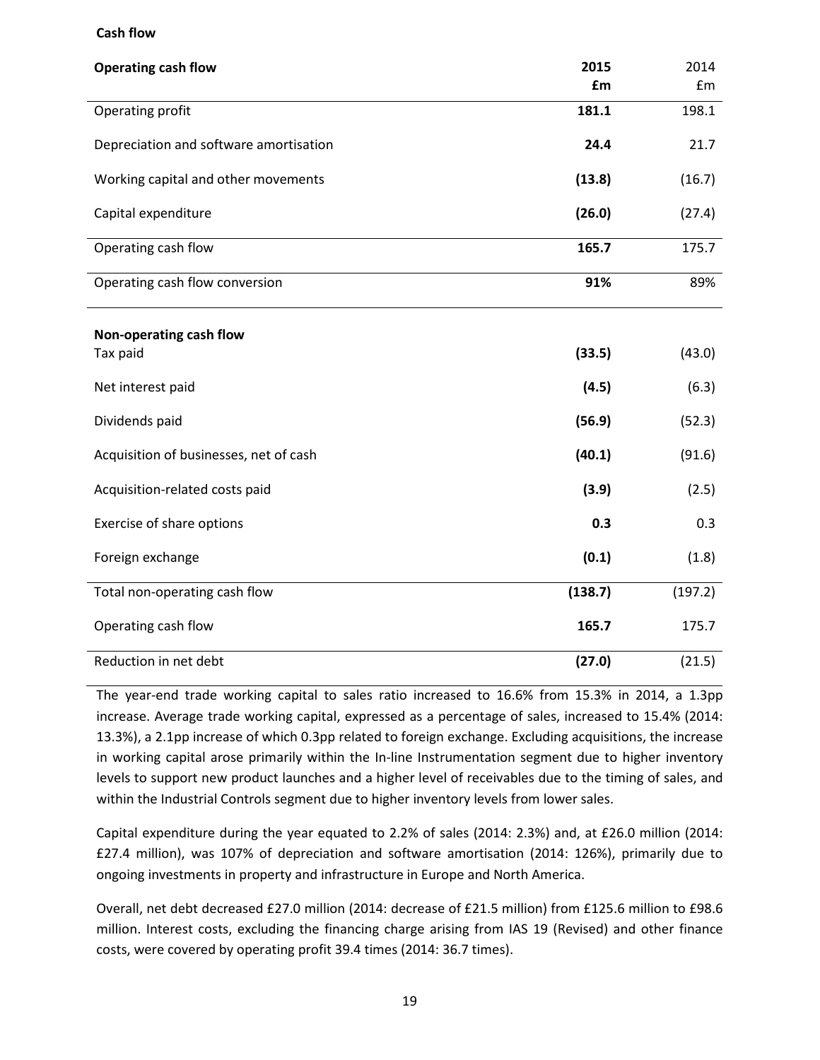**Cash flow**

| **Operating cash flow** | **2015 £m** | 2014 £m |
|---|---|---|
| Operating profit | **181.1** | 198.1 |
| Depreciation and software amortisation | **24.4** | 21.7 |
| Working capital and other movements | **(13.8)** | (16.7) |
| Capital expenditure | **(26.0)** | (27.4) |
| Operating cash flow | **165.7** | 175.7 |
| Operating cash flow conversion | **91%** | 89% |
| | | |
| **Non-operating cash flow** | | |
| Tax paid | **(33.5)** | (43.0) |
| Net interest paid | **(4.5)** | (6.3) |
| Dividends paid | **(56.9)** | (52.3) |
| Acquisition of businesses, net of cash | **(40.1)** | (91.6) |
| Acquisition-related costs paid | **(3.9)** | (2.5) |
| Exercise of share options | **0.3** | 0.3 |
| Foreign exchange | **(0.1)** | (1.8) |
| Total non-operating cash flow | **(138.7)** | (197.2) |
| Operating cash flow | **165.7** | 175.7 |
| Reduction in net debt | **(27.0)** | (21.5) |

The year-end trade working capital to sales ratio increased to 16.6% from 15.3% in 2014, a 1.3pp increase. Average trade working capital, expressed as a percentage of sales, increased to 15.4% (2014: 13.3%), a 2.1pp increase of which 0.3pp related to foreign exchange. Excluding acquisitions, the increase in working capital arose primarily within the In-line Instrumentation segment due to higher inventory levels to support new product launches and a higher level of receivables due to the timing of sales, and within the Industrial Controls segment due to higher inventory levels from lower sales.

Capital expenditure during the year equated to 2.2% of sales (2014: 2.3%) and, at £26.0 million (2014: £27.4 million), was 107% of depreciation and software amortisation (2014: 126%), primarily due to ongoing investments in property and infrastructure in Europe and North America.

Overall, net debt decreased £27.0 million (2014: decrease of £21.5 million) from £125.6 million to £98.6 million. Interest costs, excluding the financing charge arising from IAS 19 (Revised) and other finance costs, were covered by operating profit 39.4 times (2014: 36.7 times).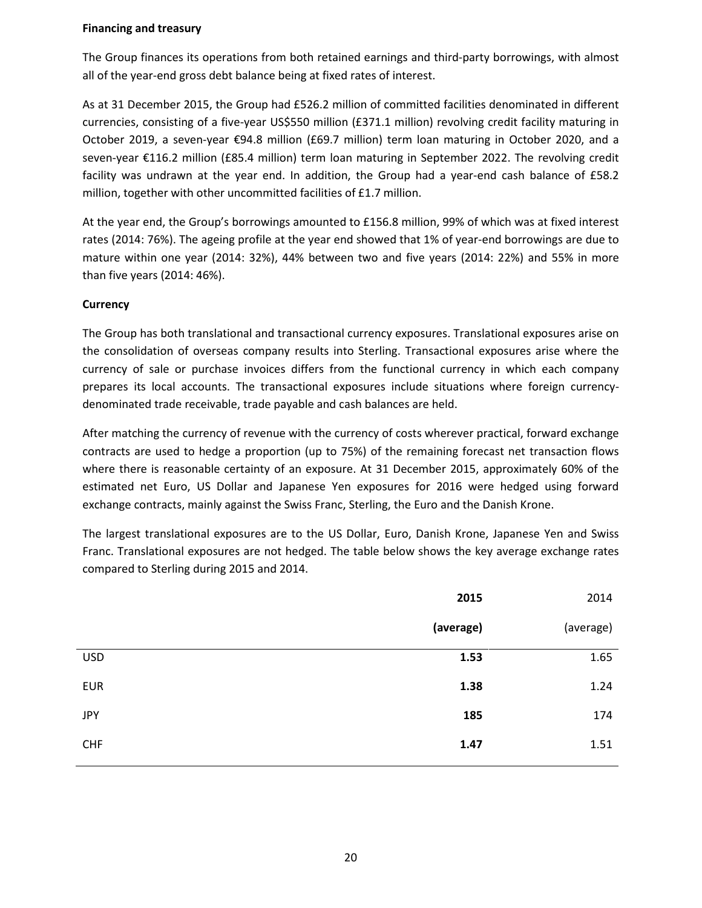**Financing and treasury**

The Group finances its operations from both retained earnings and third-party borrowings, with almost all of the year-end gross debt balance being at fixed rates of interest.

As at 31 December 2015, the Group had £526.2 million of committed facilities denominated in different currencies, consisting of a five-year US$550 million (£371.1 million) revolving credit facility maturing in October 2019, a seven-year €94.8 million (£69.7 million) term loan maturing in October 2020, and a seven-year €116.2 million (£85.4 million) term loan maturing in September 2022. The revolving credit facility was undrawn at the year end. In addition, the Group had a year-end cash balance of £58.2 million, together with other uncommitted facilities of £1.7 million.

At the year end, the Group's borrowings amounted to £156.8 million, 99% of which was at fixed interest rates (2014: 76%). The ageing profile at the year end showed that 1% of year-end borrowings are due to mature within one year (2014: 32%), 44% between two and five years (2014: 22%) and 55% in more than five years (2014: 46%).

**Currency**

The Group has both translational and transactional currency exposures. Translational exposures arise on the consolidation of overseas company results into Sterling. Transactional exposures arise where the currency of sale or purchase invoices differs from the functional currency in which each company prepares its local accounts. The transactional exposures include situations where foreign currency-denominated trade receivable, trade payable and cash balances are held.

After matching the currency of revenue with the currency of costs wherever practical, forward exchange contracts are used to hedge a proportion (up to 75%) of the remaining forecast net transaction flows where there is reasonable certainty of an exposure. At 31 December 2015, approximately 60% of the estimated net Euro, US Dollar and Japanese Yen exposures for 2016 were hedged using forward exchange contracts, mainly against the Swiss Franc, Sterling, the Euro and the Danish Krone.

The largest translational exposures are to the US Dollar, Euro, Danish Krone, Japanese Yen and Swiss Franc. Translational exposures are not hedged. The table below shows the key average exchange rates compared to Sterling during 2015 and 2014.

| | **2015 (average)** | 2014 (average) |
|---|---|---|
| USD | **1.53** | 1.65 |
| EUR | **1.38** | 1.24 |
| JPY | **185** | 174 |
| CHF | **1.47** | 1.51 |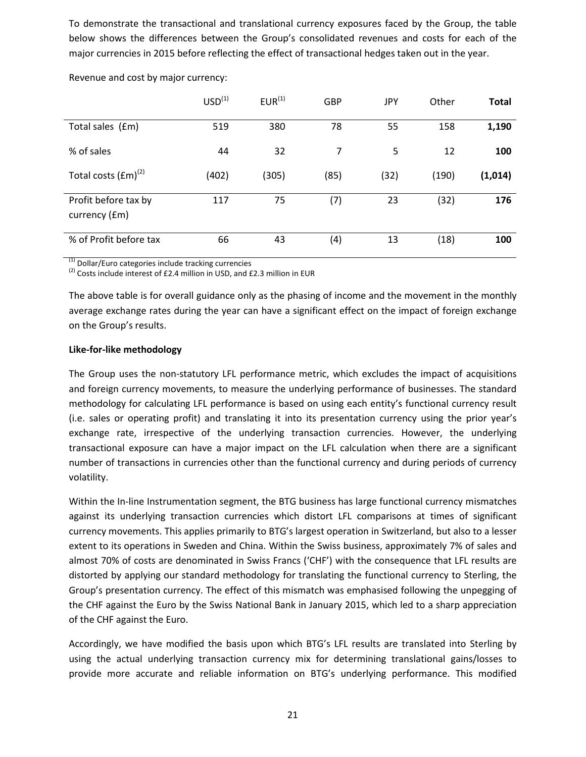To demonstrate the transactional and translational currency exposures faced by the Group, the table below shows the differences between the Group's consolidated revenues and costs for each of the major currencies in 2015 before reflecting the effect of transactional hedges taken out in the year.

Revenue and cost by major currency:

| | USD[(1)] | EUR[(1)] | GBP | JPY | Other | **Total** |
|---|---|---|---|---|---|---|
| Total sales (£m) | 519 | 380 | 78 | 55 | 158 | **1,190** |
| % of sales | 44 | 32 | 7 | 5 | 12 | **100** |
| Total costs (£m)[(2)] | (402) | (305) | (85) | (32) | (190) | **(1,014)** |
| Profit before tax by currency (£m) | 117 | 75 | (7) | 23 | (32) | **176** |
| % of Profit before tax | 66 | 43 | (4) | 13 | (18) | **100** |

[(1)] Dollar/Euro categories include tracking currencies
[(2)] Costs include interest of £2.4 million in USD, and £2.3 million in EUR

The above table is for overall guidance only as the phasing of income and the movement in the monthly average exchange rates during the year can have a significant effect on the impact of foreign exchange on the Group's results.

**Like-for-like methodology**

The Group uses the non-statutory LFL performance metric, which excludes the impact of acquisitions and foreign currency movements, to measure the underlying performance of businesses. The standard methodology for calculating LFL performance is based on using each entity's functional currency result (i.e. sales or operating profit) and translating it into its presentation currency using the prior year's exchange rate, irrespective of the underlying transaction currencies. However, the underlying transactional exposure can have a major impact on the LFL calculation when there are a significant number of transactions in currencies other than the functional currency and during periods of currency volatility.

Within the In-line Instrumentation segment, the BTG business has large functional currency mismatches against its underlying transaction currencies which distort LFL comparisons at times of significant currency movements. This applies primarily to BTG's largest operation in Switzerland, but also to a lesser extent to its operations in Sweden and China. Within the Swiss business, approximately 7% of sales and almost 70% of costs are denominated in Swiss Francs ('CHF') with the consequence that LFL results are distorted by applying our standard methodology for translating the functional currency to Sterling, the Group's presentation currency. The effect of this mismatch was emphasised following the unpegging of the CHF against the Euro by the Swiss National Bank in January 2015, which led to a sharp appreciation of the CHF against the Euro.

Accordingly, we have modified the basis upon which BTG's LFL results are translated into Sterling by using the actual underlying transaction currency mix for determining translational gains/losses to provide more accurate and reliable information on BTG's underlying performance. This modified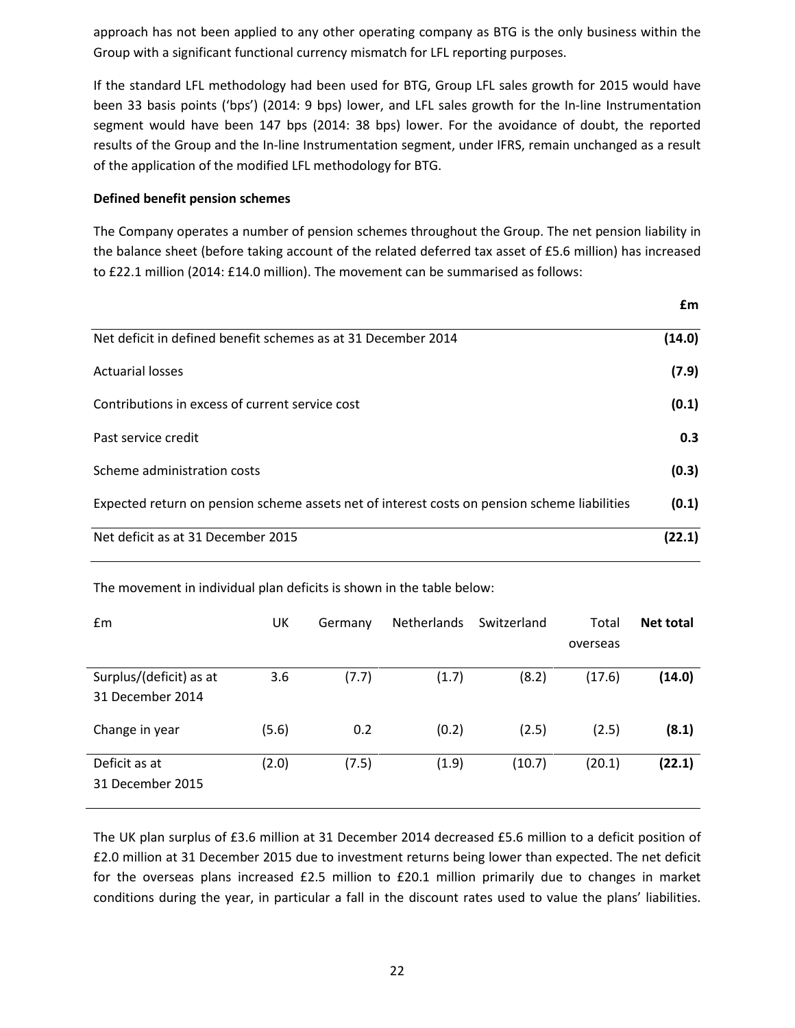approach has not been applied to any other operating company as BTG is the only business within the Group with a significant functional currency mismatch for LFL reporting purposes.

If the standard LFL methodology had been used for BTG, Group LFL sales growth for 2015 would have been 33 basis points ('bps') (2014: 9 bps) lower, and LFL sales growth for the In-line Instrumentation segment would have been 147 bps (2014: 38 bps) lower. For the avoidance of doubt, the reported results of the Group and the In-line Instrumentation segment, under IFRS, remain unchanged as a result of the application of the modified LFL methodology for BTG.

**Defined benefit pension schemes**

The Company operates a number of pension schemes throughout the Group. The net pension liability in the balance sheet (before taking account of the related deferred tax asset of £5.6 million) has increased to £22.1 million (2014: £14.0 million). The movement can be summarised as follows:

| | **£m** |
|---|---|
| Net deficit in defined benefit schemes as at 31 December 2014 | **(14.0)** |
| Actuarial losses | **(7.9)** |
| Contributions in excess of current service cost | **(0.1)** |
| Past service credit | **0.3** |
| Scheme administration costs | **(0.3)** |
| Expected return on pension scheme assets net of interest costs on pension scheme liabilities | **(0.1)** |
| Net deficit as at 31 December 2015 | **(22.1)** |

The movement in individual plan deficits is shown in the table below:

| £m | UK | Germany | Netherlands | Switzerland | Total overseas | **Net total** |
|---|---|---|---|---|---|---|
| Surplus/(deficit) as at 31 December 2014 | 3.6 | (7.7) | (1.7) | (8.2) | (17.6) | **(14.0)** |
| Change in year | (5.6) | 0.2 | (0.2) | (2.5) | (2.5) | **(8.1)** |
| Deficit as at 31 December 2015 | (2.0) | (7.5) | (1.9) | (10.7) | (20.1) | **(22.1)** |

The UK plan surplus of £3.6 million at 31 December 2014 decreased £5.6 million to a deficit position of £2.0 million at 31 December 2015 due to investment returns being lower than expected. The net deficit for the overseas plans increased £2.5 million to £20.1 million primarily due to changes in market conditions during the year, in particular a fall in the discount rates used to value the plans' liabilities.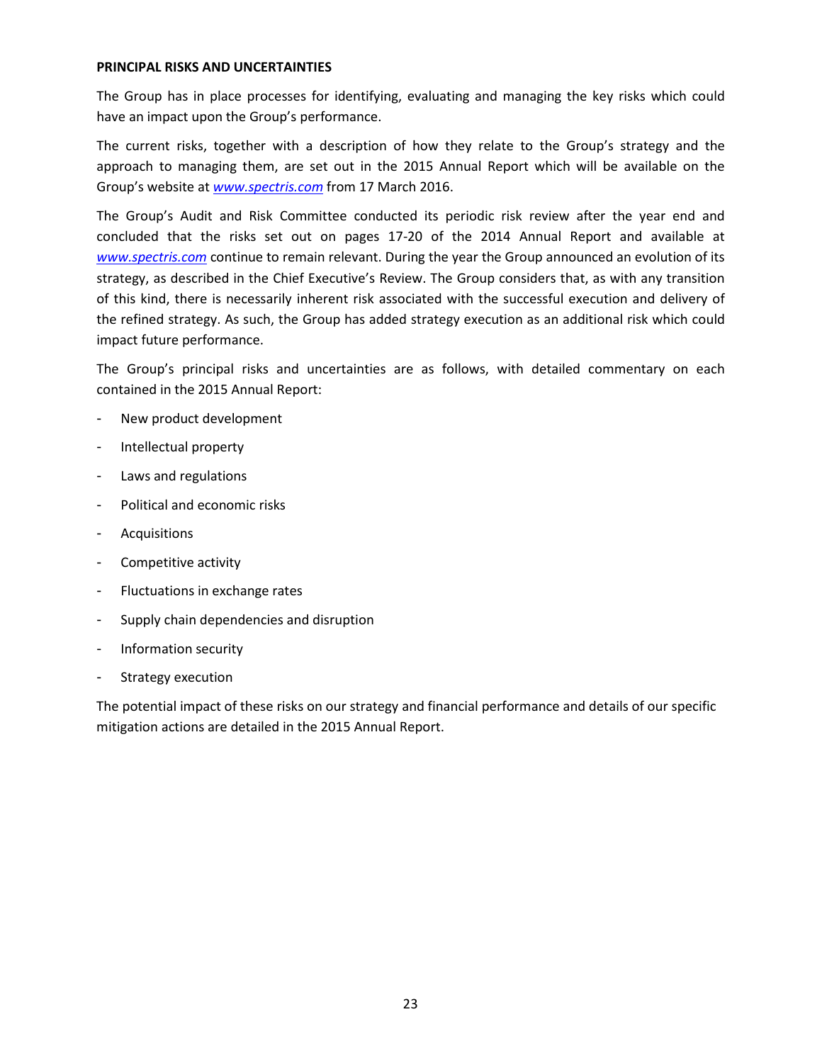**PRINCIPAL RISKS AND UNCERTAINTIES**

The Group has in place processes for identifying, evaluating and managing the key risks which could have an impact upon the Group's performance.

The current risks, together with a description of how they relate to the Group's strategy and the approach to managing them, are set out in the 2015 Annual Report which will be available on the Group's website at *www.spectris.com* from 17 March 2016.

The Group's Audit and Risk Committee conducted its periodic risk review after the year end and concluded that the risks set out on pages 17-20 of the 2014 Annual Report and available at *www.spectris.com* continue to remain relevant. During the year the Group announced an evolution of its strategy, as described in the Chief Executive's Review. The Group considers that, as with any transition of this kind, there is necessarily inherent risk associated with the successful execution and delivery of the refined strategy. As such, the Group has added strategy execution as an additional risk which could impact future performance.

The Group's principal risks and uncertainties are as follows, with detailed commentary on each contained in the 2015 Annual Report:

- New product development
- Intellectual property
- Laws and regulations
- Political and economic risks
- Acquisitions
- Competitive activity
- Fluctuations in exchange rates
- Supply chain dependencies and disruption
- Information security
- Strategy execution

The potential impact of these risks on our strategy and financial performance and details of our specific mitigation actions are detailed in the 2015 Annual Report.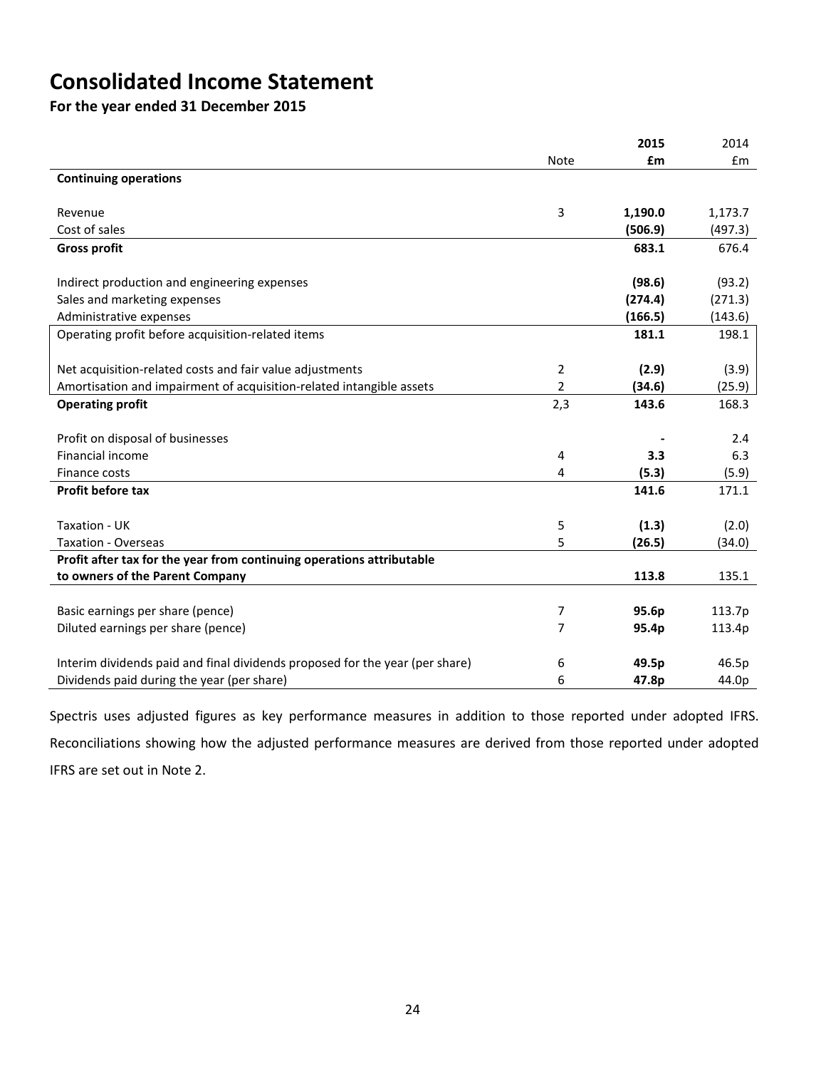# Consolidated Income Statement

**For the year ended 31 December 2015**

| | Note | **2015** | 2014 |
|---|---|---|---|
| | | **£m** | £m |
| **Continuing operations** | | | |
| Revenue | 3 | **1,190.0** | 1,173.7 |
| Cost of sales | | **(506.9)** | (497.3) |
| **Gross profit** | | **683.1** | 676.4 |
| Indirect production and engineering expenses | | **(98.6)** | (93.2) |
| Sales and marketing expenses | | **(274.4)** | (271.3) |
| Administrative expenses | | **(166.5)** | (143.6) |
| Operating profit before acquisition-related items | | **181.1** | 198.1 |
| Net acquisition-related costs and fair value adjustments | 2 | **(2.9)** | (3.9) |
| Amortisation and impairment of acquisition-related intangible assets | 2 | **(34.6)** | (25.9) |
| **Operating profit** | 2,3 | **143.6** | 168.3 |
| Profit on disposal of businesses | | **-** | 2.4 |
| Financial income | 4 | **3.3** | 6.3 |
| Finance costs | 4 | **(5.3)** | (5.9) |
| **Profit before tax** | | **141.6** | 171.1 |
| Taxation - UK | 5 | **(1.3)** | (2.0) |
| Taxation - Overseas | 5 | **(26.5)** | (34.0) |
| **Profit after tax for the year from continuing operations attributable to owners of the Parent Company** | | **113.8** | 135.1 |
| Basic earnings per share (pence) | 7 | **95.6p** | 113.7p |
| Diluted earnings per share (pence) | 7 | **95.4p** | 113.4p |
| Interim dividends paid and final dividends proposed for the year (per share) | 6 | **49.5p** | 46.5p |
| Dividends paid during the year (per share) | 6 | **47.8p** | 44.0p |

Spectris uses adjusted figures as key performance measures in addition to those reported under adopted IFRS. Reconciliations showing how the adjusted performance measures are derived from those reported under adopted IFRS are set out in Note 2.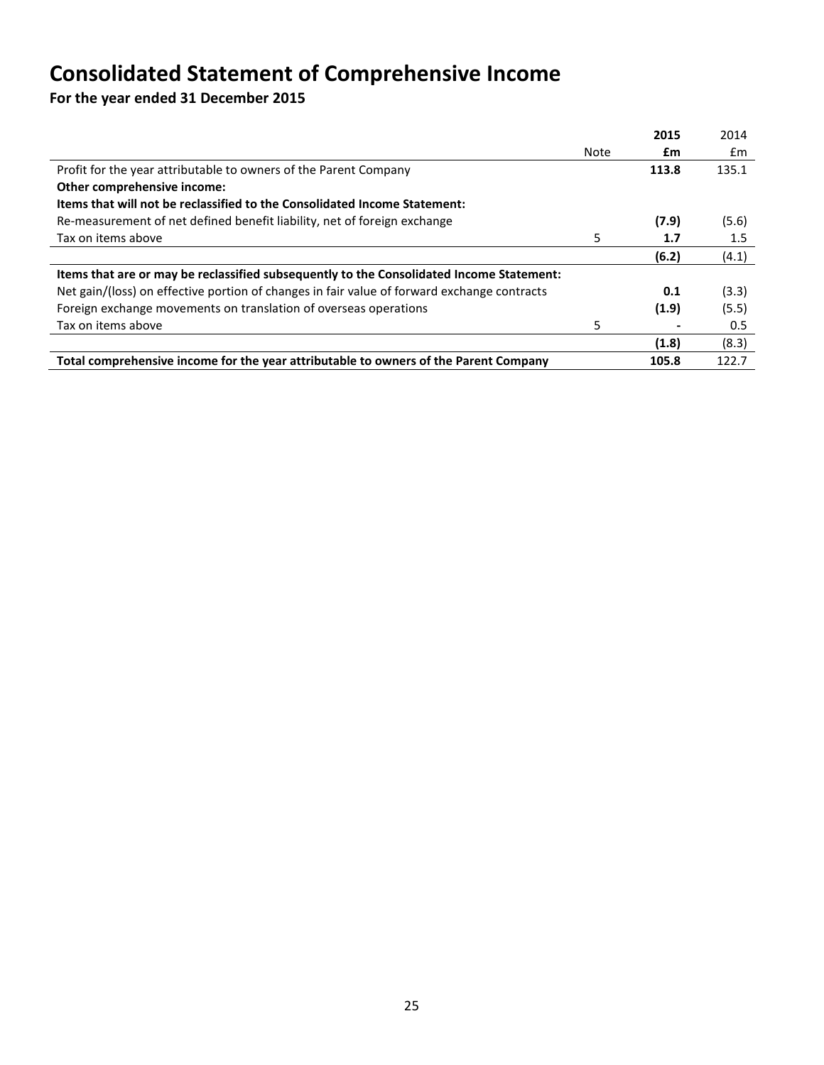# Consolidated Statement of Comprehensive Income

**For the year ended 31 December 2015**

| | Note | **2015** | 2014 |
|---|---|---|---|
| | | **£m** | £m |
| Profit for the year attributable to owners of the Parent Company | | **113.8** | 135.1 |
| **Other comprehensive income:** | | | |
| **Items that will not be reclassified to the Consolidated Income Statement:** | | | |
| Re-measurement of net defined benefit liability, net of foreign exchange | | **(7.9)** | (5.6) |
| Tax on items above | 5 | **1.7** | 1.5 |
| | | **(6.2)** | (4.1) |
| **Items that are or may be reclassified subsequently to the Consolidated Income Statement:** | | | |
| Net gain/(loss) on effective portion of changes in fair value of forward exchange contracts | | **0.1** | (3.3) |
| Foreign exchange movements on translation of overseas operations | | **(1.9)** | (5.5) |
| Tax on items above | 5 | **-** | 0.5 |
| | | **(1.8)** | (8.3) |
| **Total comprehensive income for the year attributable to owners of the Parent Company** | | **105.8** | 122.7 |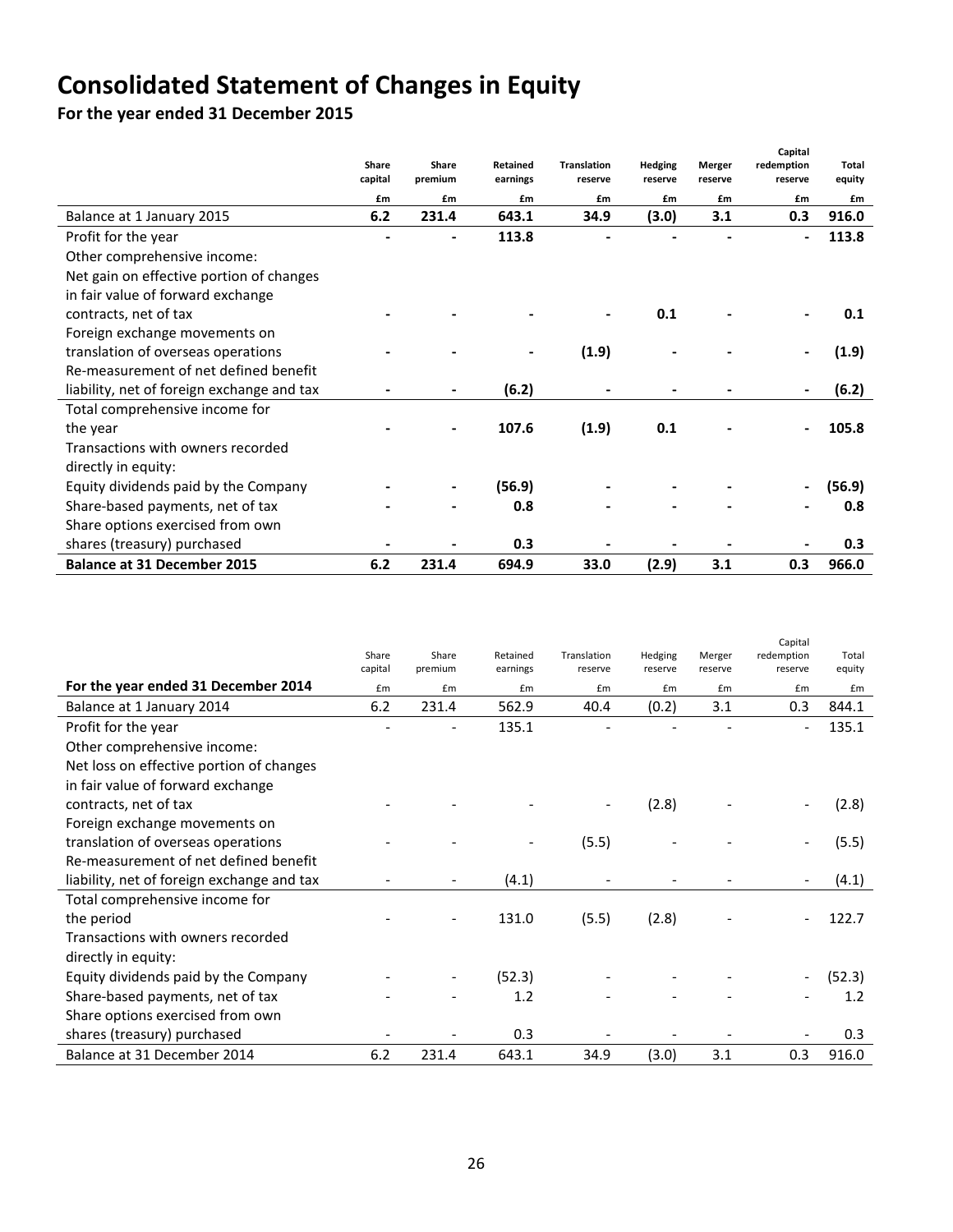# Consolidated Statement of Changes in Equity

**For the year ended 31 December 2015**

| | Share capital | Share premium | Retained earnings | Translation reserve | Hedging reserve | Merger reserve | Capital redemption reserve | Total equity |
|---|---|---|---|---|---|---|---|---|
| | £m | £m | £m | £m | £m | £m | £m | £m |
| Balance at 1 January 2015 | **6.2** | **231.4** | **643.1** | **34.9** | **(3.0)** | **3.1** | **0.3** | **916.0** |
| Profit for the year | - | - | **113.8** | - | - | - | - | **113.8** |
| Other comprehensive income: | | | | | | | | |
| Net gain on effective portion of changes in fair value of forward exchange contracts, net of tax | - | - | - | - | **0.1** | - | - | **0.1** |
| Foreign exchange movements on translation of overseas operations | - | - | - | **(1.9)** | - | - | - | **(1.9)** |
| Re-measurement of net defined benefit liability, net of foreign exchange and tax | - | - | **(6.2)** | - | - | - | - | **(6.2)** |
| Total comprehensive income for the year | - | - | **107.6** | **(1.9)** | **0.1** | - | - | **105.8** |
| Transactions with owners recorded directly in equity: | | | | | | | | |
| Equity dividends paid by the Company | - | - | **(56.9)** | - | - | - | - | **(56.9)** |
| Share-based payments, net of tax | - | - | **0.8** | - | - | - | - | **0.8** |
| Share options exercised from own shares (treasury) purchased | - | - | **0.3** | - | - | - | - | **0.3** |
| **Balance at 31 December 2015** | **6.2** | **231.4** | **694.9** | **33.0** | **(2.9)** | **3.1** | **0.3** | **966.0** |

| For the year ended 31 December 2014 | Share capital | Share premium | Retained earnings | Translation reserve | Hedging reserve | Merger reserve | Capital redemption reserve | Total equity |
|---|---|---|---|---|---|---|---|---|
| | £m | £m | £m | £m | £m | £m | £m | £m |
| Balance at 1 January 2014 | 6.2 | 231.4 | 562.9 | 40.4 | (0.2) | 3.1 | 0.3 | 844.1 |
| Profit for the year | - | - | 135.1 | - | - | - | - | 135.1 |
| Other comprehensive income: | | | | | | | | |
| Net loss on effective portion of changes in fair value of forward exchange contracts, net of tax | - | - | - | - | (2.8) | - | - | (2.8) |
| Foreign exchange movements on translation of overseas operations | - | - | - | (5.5) | - | - | - | (5.5) |
| Re-measurement of net defined benefit liability, net of foreign exchange and tax | - | - | (4.1) | - | - | - | - | (4.1) |
| Total comprehensive income for the period | - | - | 131.0 | (5.5) | (2.8) | - | - | 122.7 |
| Transactions with owners recorded directly in equity: | | | | | | | | |
| Equity dividends paid by the Company | - | - | (52.3) | - | - | - | - | (52.3) |
| Share-based payments, net of tax | - | - | 1.2 | - | - | - | - | 1.2 |
| Share options exercised from own shares (treasury) purchased | - | - | 0.3 | - | - | - | - | 0.3 |
| Balance at 31 December 2014 | 6.2 | 231.4 | 643.1 | 34.9 | (3.0) | 3.1 | 0.3 | 916.0 |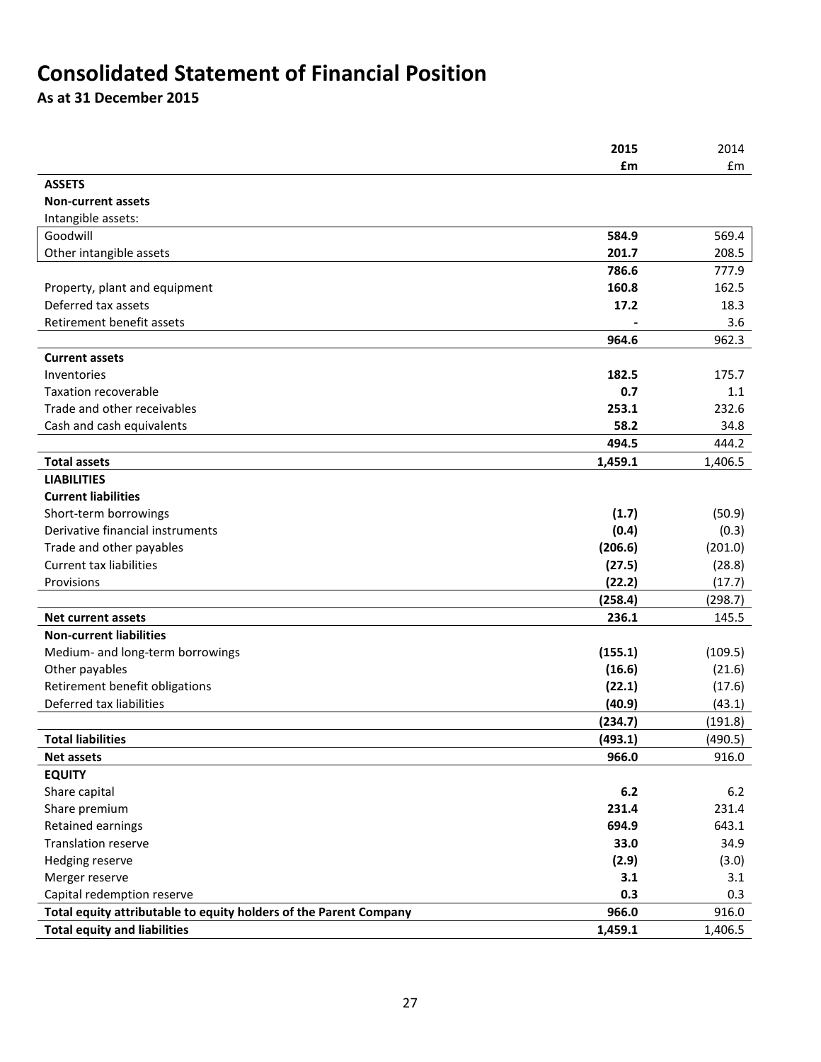# Consolidated Statement of Financial Position

**As at 31 December 2015**

| | 2015 | 2014 |
|---|---|---|
| | **£m** | £m |
| **ASSETS** | | |
| **Non-current assets** | | |
| Intangible assets: | | |
| Goodwill | **584.9** | 569.4 |
| Other intangible assets | **201.7** | 208.5 |
| | **786.6** | 777.9 |
| Property, plant and equipment | **160.8** | 162.5 |
| Deferred tax assets | **17.2** | 18.3 |
| Retirement benefit assets | **-** | 3.6 |
| | **964.6** | 962.3 |
| **Current assets** | | |
| Inventories | **182.5** | 175.7 |
| Taxation recoverable | **0.7** | 1.1 |
| Trade and other receivables | **253.1** | 232.6 |
| Cash and cash equivalents | **58.2** | 34.8 |
| | **494.5** | 444.2 |
| **Total assets** | **1,459.1** | 1,406.5 |
| **LIABILITIES** | | |
| **Current liabilities** | | |
| Short-term borrowings | **(1.7)** | (50.9) |
| Derivative financial instruments | **(0.4)** | (0.3) |
| Trade and other payables | **(206.6)** | (201.0) |
| Current tax liabilities | **(27.5)** | (28.8) |
| Provisions | **(22.2)** | (17.7) |
| | **(258.4)** | (298.7) |
| **Net current assets** | **236.1** | 145.5 |
| **Non-current liabilities** | | |
| Medium- and long-term borrowings | **(155.1)** | (109.5) |
| Other payables | **(16.6)** | (21.6) |
| Retirement benefit obligations | **(22.1)** | (17.6) |
| Deferred tax liabilities | **(40.9)** | (43.1) |
| | **(234.7)** | (191.8) |
| **Total liabilities** | **(493.1)** | (490.5) |
| **Net assets** | **966.0** | 916.0 |
| **EQUITY** | | |
| Share capital | **6.2** | 6.2 |
| Share premium | **231.4** | 231.4 |
| Retained earnings | **694.9** | 643.1 |
| Translation reserve | **33.0** | 34.9 |
| Hedging reserve | **(2.9)** | (3.0) |
| Merger reserve | **3.1** | 3.1 |
| Capital redemption reserve | **0.3** | 0.3 |
| **Total equity attributable to equity holders of the Parent Company** | **966.0** | 916.0 |
| **Total equity and liabilities** | **1,459.1** | 1,406.5 |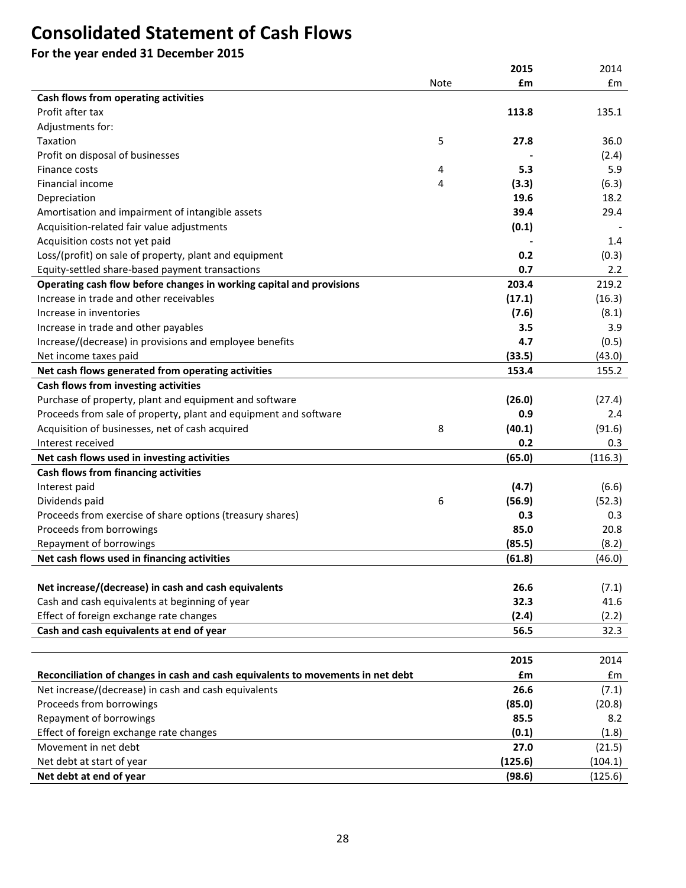# Consolidated Statement of Cash Flows

## For the year ended 31 December 2015

| | Note | **2015** | 2014 |
|---|---|---|---|
| | | **£m** | £m |
| **Cash flows from operating activities** | | | |
| Profit after tax | | **113.8** | 135.1 |
| Adjustments for: | | | |
| Taxation | 5 | **27.8** | 36.0 |
| Profit on disposal of businesses | | **-** | (2.4) |
| Finance costs | 4 | **5.3** | 5.9 |
| Financial income | 4 | **(3.3)** | (6.3) |
| Depreciation | | **19.6** | 18.2 |
| Amortisation and impairment of intangible assets | | **39.4** | 29.4 |
| Acquisition-related fair value adjustments | | **(0.1)** | - |
| Acquisition costs not yet paid | | **-** | 1.4 |
| Loss/(profit) on sale of property, plant and equipment | | **0.2** | (0.3) |
| Equity-settled share-based payment transactions | | **0.7** | 2.2 |
| **Operating cash flow before changes in working capital and provisions** | | **203.4** | 219.2 |
| Increase in trade and other receivables | | **(17.1)** | (16.3) |
| Increase in inventories | | **(7.6)** | (8.1) |
| Increase in trade and other payables | | **3.5** | 3.9 |
| Increase/(decrease) in provisions and employee benefits | | **4.7** | (0.5) |
| Net income taxes paid | | **(33.5)** | (43.0) |
| **Net cash flows generated from operating activities** | | **153.4** | 155.2 |
| **Cash flows from investing activities** | | | |
| Purchase of property, plant and equipment and software | | **(26.0)** | (27.4) |
| Proceeds from sale of property, plant and equipment and software | | **0.9** | 2.4 |
| Acquisition of businesses, net of cash acquired | 8 | **(40.1)** | (91.6) |
| Interest received | | **0.2** | 0.3 |
| **Net cash flows used in investing activities** | | **(65.0)** | (116.3) |
| **Cash flows from financing activities** | | | |
| Interest paid | | **(4.7)** | (6.6) |
| Dividends paid | 6 | **(56.9)** | (52.3) |
| Proceeds from exercise of share options (treasury shares) | | **0.3** | 0.3 |
| Proceeds from borrowings | | **85.0** | 20.8 |
| Repayment of borrowings | | **(85.5)** | (8.2) |
| **Net cash flows used in financing activities** | | **(61.8)** | (46.0) |
| | | | |
| **Net increase/(decrease) in cash and cash equivalents** | | **26.6** | (7.1) |
| Cash and cash equivalents at beginning of year | | **32.3** | 41.6 |
| Effect of foreign exchange rate changes | | **(2.4)** | (2.2) |
| **Cash and cash equivalents at end of year** | | **56.5** | 32.3 |

| | **2015** | 2014 |
|---|---|---|
| **Reconciliation of changes in cash and cash equivalents to movements in net debt** | **£m** | £m |
| Net increase/(decrease) in cash and cash equivalents | **26.6** | (7.1) |
| Proceeds from borrowings | **(85.0)** | (20.8) |
| Repayment of borrowings | **85.5** | 8.2 |
| Effect of foreign exchange rate changes | **(0.1)** | (1.8) |
| Movement in net debt | **27.0** | (21.5) |
| Net debt at start of year | **(125.6)** | (104.1) |
| **Net debt at end of year** | **(98.6)** | (125.6) |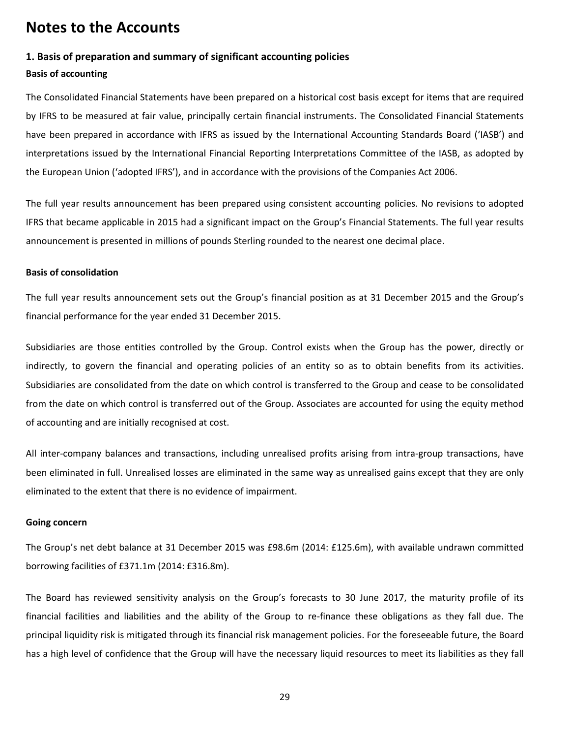# Notes to the Accounts

## 1. Basis of preparation and summary of significant accounting policies

### Basis of accounting

The Consolidated Financial Statements have been prepared on a historical cost basis except for items that are required by IFRS to be measured at fair value, principally certain financial instruments. The Consolidated Financial Statements have been prepared in accordance with IFRS as issued by the International Accounting Standards Board ('IASB') and interpretations issued by the International Financial Reporting Interpretations Committee of the IASB, as adopted by the European Union ('adopted IFRS'), and in accordance with the provisions of the Companies Act 2006.

The full year results announcement has been prepared using consistent accounting policies. No revisions to adopted IFRS that became applicable in 2015 had a significant impact on the Group's Financial Statements. The full year results announcement is presented in millions of pounds Sterling rounded to the nearest one decimal place.

### Basis of consolidation

The full year results announcement sets out the Group's financial position as at 31 December 2015 and the Group's financial performance for the year ended 31 December 2015.

Subsidiaries are those entities controlled by the Group. Control exists when the Group has the power, directly or indirectly, to govern the financial and operating policies of an entity so as to obtain benefits from its activities. Subsidiaries are consolidated from the date on which control is transferred to the Group and cease to be consolidated from the date on which control is transferred out of the Group. Associates are accounted for using the equity method of accounting and are initially recognised at cost.

All inter-company balances and transactions, including unrealised profits arising from intra-group transactions, have been eliminated in full. Unrealised losses are eliminated in the same way as unrealised gains except that they are only eliminated to the extent that there is no evidence of impairment.

### Going concern

The Group's net debt balance at 31 December 2015 was £98.6m (2014: £125.6m), with available undrawn committed borrowing facilities of £371.1m (2014: £316.8m).

The Board has reviewed sensitivity analysis on the Group's forecasts to 30 June 2017, the maturity profile of its financial facilities and liabilities and the ability of the Group to re-finance these obligations as they fall due. The principal liquidity risk is mitigated through its financial risk management policies. For the foreseeable future, the Board has a high level of confidence that the Group will have the necessary liquid resources to meet its liabilities as they fall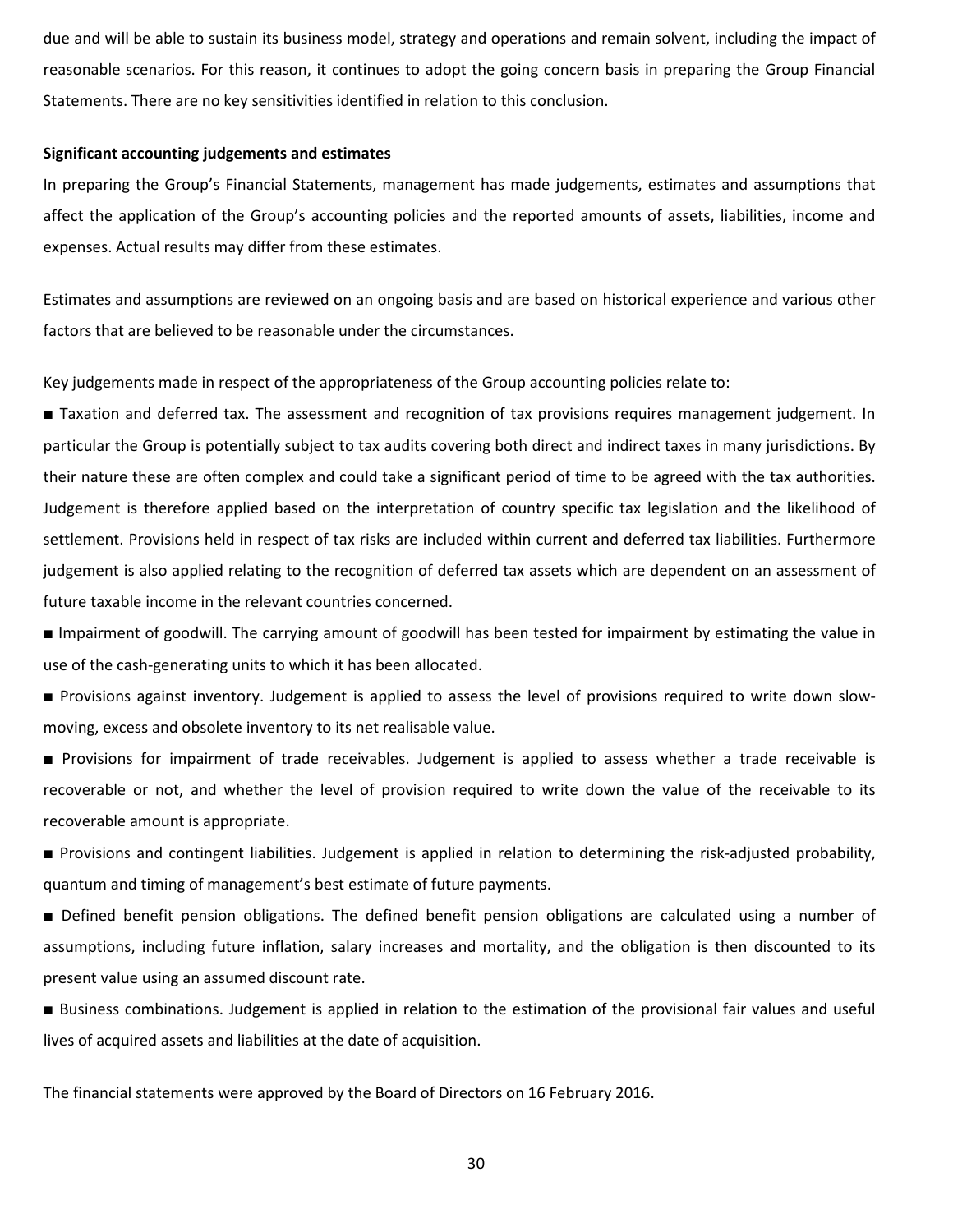due and will be able to sustain its business model, strategy and operations and remain solvent, including the impact of reasonable scenarios. For this reason, it continues to adopt the going concern basis in preparing the Group Financial Statements. There are no key sensitivities identified in relation to this conclusion.

**Significant accounting judgements and estimates**

In preparing the Group's Financial Statements, management has made judgements, estimates and assumptions that affect the application of the Group's accounting policies and the reported amounts of assets, liabilities, income and expenses. Actual results may differ from these estimates.

Estimates and assumptions are reviewed on an ongoing basis and are based on historical experience and various other factors that are believed to be reasonable under the circumstances.

Key judgements made in respect of the appropriateness of the Group accounting policies relate to:

- Taxation and deferred tax. The assessment and recognition of tax provisions requires management judgement. In particular the Group is potentially subject to tax audits covering both direct and indirect taxes in many jurisdictions. By their nature these are often complex and could take a significant period of time to be agreed with the tax authorities. Judgement is therefore applied based on the interpretation of country specific tax legislation and the likelihood of settlement. Provisions held in respect of tax risks are included within current and deferred tax liabilities. Furthermore judgement is also applied relating to the recognition of deferred tax assets which are dependent on an assessment of future taxable income in the relevant countries concerned.
- Impairment of goodwill. The carrying amount of goodwill has been tested for impairment by estimating the value in use of the cash-generating units to which it has been allocated.
- Provisions against inventory. Judgement is applied to assess the level of provisions required to write down slow-moving, excess and obsolete inventory to its net realisable value.
- Provisions for impairment of trade receivables. Judgement is applied to assess whether a trade receivable is recoverable or not, and whether the level of provision required to write down the value of the receivable to its recoverable amount is appropriate.
- Provisions and contingent liabilities. Judgement is applied in relation to determining the risk-adjusted probability, quantum and timing of management's best estimate of future payments.
- Defined benefit pension obligations. The defined benefit pension obligations are calculated using a number of assumptions, including future inflation, salary increases and mortality, and the obligation is then discounted to its present value using an assumed discount rate.
- Business combinations. Judgement is applied in relation to the estimation of the provisional fair values and useful lives of acquired assets and liabilities at the date of acquisition.

The financial statements were approved by the Board of Directors on 16 February 2016.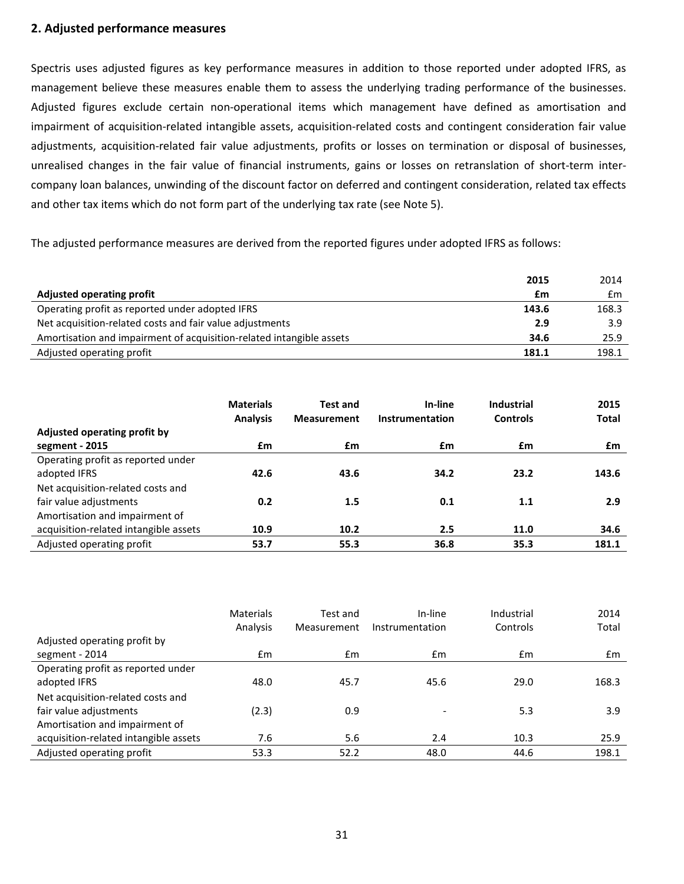## 2. Adjusted performance measures

Spectris uses adjusted figures as key performance measures in addition to those reported under adopted IFRS, as management believe these measures enable them to assess the underlying trading performance of the businesses. Adjusted figures exclude certain non-operational items which management have defined as amortisation and impairment of acquisition-related intangible assets, acquisition-related costs and contingent consideration fair value adjustments, acquisition-related fair value adjustments, profits or losses on termination or disposal of businesses, unrealised changes in the fair value of financial instruments, gains or losses on retranslation of short-term inter-company loan balances, unwinding of the discount factor on deferred and contingent consideration, related tax effects and other tax items which do not form part of the underlying tax rate (see Note 5).

The adjusted performance measures are derived from the reported figures under adopted IFRS as follows:

| **Adjusted operating profit** | **2015 £m** | 2014 £m |
|---|---|---|
| Operating profit as reported under adopted IFRS | **143.6** | 168.3 |
| Net acquisition-related costs and fair value adjustments | **2.9** | 3.9 |
| Amortisation and impairment of acquisition-related intangible assets | **34.6** | 25.9 |
| Adjusted operating profit | **181.1** | 198.1 |

| **Adjusted operating profit by segment - 2015** | **Materials Analysis £m** | **Test and Measurement £m** | **In-line Instrumentation £m** | **Industrial Controls £m** | **2015 Total £m** |
|---|---|---|---|---|---|
| Operating profit as reported under adopted IFRS | **42.6** | **43.6** | **34.2** | **23.2** | **143.6** |
| Net acquisition-related costs and fair value adjustments | **0.2** | **1.5** | **0.1** | **1.1** | **2.9** |
| Amortisation and impairment of acquisition-related intangible assets | **10.9** | **10.2** | **2.5** | **11.0** | **34.6** |
| Adjusted operating profit | **53.7** | **55.3** | **36.8** | **35.3** | **181.1** |

| Adjusted operating profit by segment - 2014 | Materials Analysis £m | Test and Measurement £m | In-line Instrumentation £m | Industrial Controls £m | 2014 Total £m |
|---|---|---|---|---|---|
| Operating profit as reported under adopted IFRS | 48.0 | 45.7 | 45.6 | 29.0 | 168.3 |
| Net acquisition-related costs and fair value adjustments | (2.3) | 0.9 | - | 5.3 | 3.9 |
| Amortisation and impairment of acquisition-related intangible assets | 7.6 | 5.6 | 2.4 | 10.3 | 25.9 |
| Adjusted operating profit | 53.3 | 52.2 | 48.0 | 44.6 | 198.1 |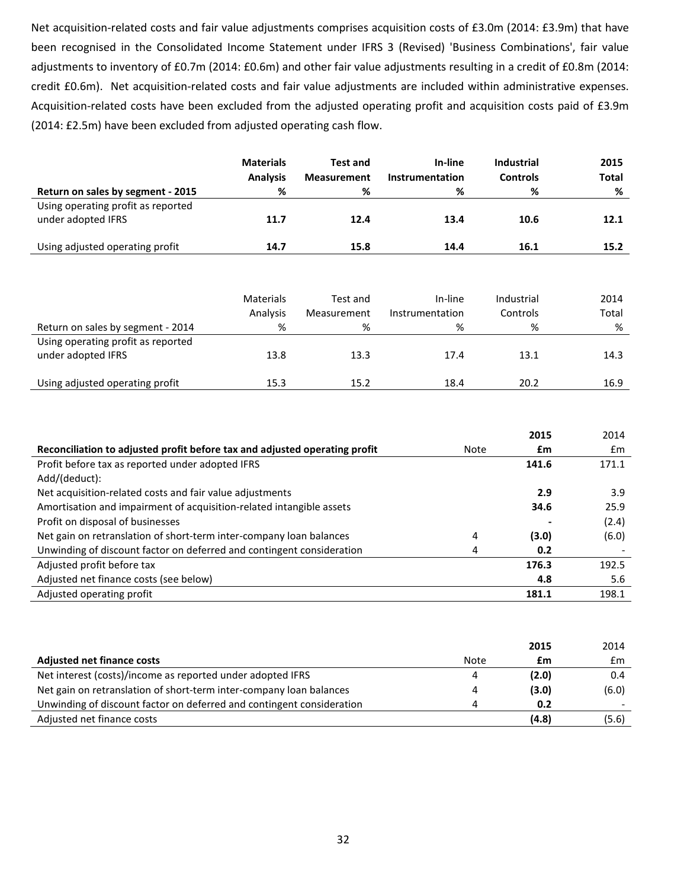Net acquisition-related costs and fair value adjustments comprises acquisition costs of £3.0m (2014: £3.9m) that have been recognised in the Consolidated Income Statement under IFRS 3 (Revised) 'Business Combinations', fair value adjustments to inventory of £0.7m (2014: £0.6m) and other fair value adjustments resulting in a credit of £0.8m (2014: credit £0.6m). Net acquisition-related costs and fair value adjustments are included within administrative expenses. Acquisition-related costs have been excluded from the adjusted operating profit and acquisition costs paid of £3.9m (2014: £2.5m) have been excluded from adjusted operating cash flow.

| **Return on sales by segment - 2015** | **Materials Analysis %** | **Test and Measurement %** | **In-line Instrumentation %** | **Industrial Controls %** | **2015 Total %** |
|---|---|---|---|---|---|
| Using operating profit as reported under adopted IFRS | **11.7** | **12.4** | **13.4** | **10.6** | **12.1** |
| Using adjusted operating profit | **14.7** | **15.8** | **14.4** | **16.1** | **15.2** |

| Return on sales by segment - 2014 | Materials Analysis % | Test and Measurement % | In-line Instrumentation % | Industrial Controls % | 2014 Total % |
|---|---|---|---|---|---|
| Using operating profit as reported under adopted IFRS | 13.8 | 13.3 | 17.4 | 13.1 | 14.3 |
| Using adjusted operating profit | 15.3 | 15.2 | 18.4 | 20.2 | 16.9 |

| **Reconciliation to adjusted profit before tax and adjusted operating profit** | Note | **2015 £m** | 2014 £m |
|---|---|---|---|
| Profit before tax as reported under adopted IFRS | | **141.6** | 171.1 |
| Add/(deduct): | | | |
| Net acquisition-related costs and fair value adjustments | | **2.9** | 3.9 |
| Amortisation and impairment of acquisition-related intangible assets | | **34.6** | 25.9 |
| Profit on disposal of businesses | | **-** | (2.4) |
| Net gain on retranslation of short-term inter-company loan balances | 4 | **(3.0)** | (6.0) |
| Unwinding of discount factor on deferred and contingent consideration | 4 | **0.2** | - |
| Adjusted profit before tax | | **176.3** | 192.5 |
| Adjusted net finance costs (see below) | | **4.8** | 5.6 |
| Adjusted operating profit | | **181.1** | 198.1 |

| **Adjusted net finance costs** | Note | **2015 £m** | 2014 £m |
|---|---|---|---|
| Net interest (costs)/income as reported under adopted IFRS | 4 | **(2.0)** | 0.4 |
| Net gain on retranslation of short-term inter-company loan balances | 4 | **(3.0)** | (6.0) |
| Unwinding of discount factor on deferred and contingent consideration | 4 | **0.2** | - |
| Adjusted net finance costs | | **(4.8)** | (5.6) |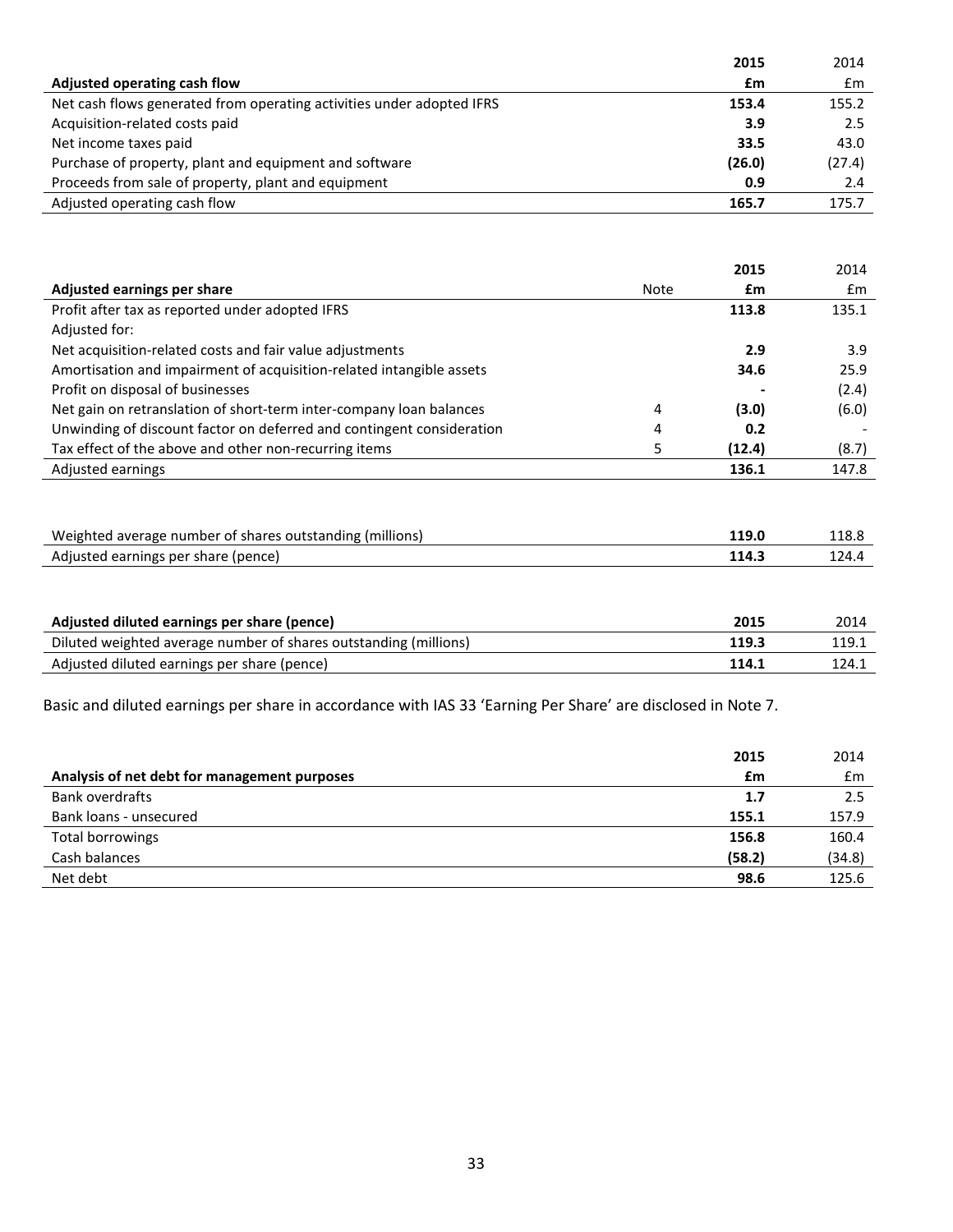| Adjusted operating cash flow | 2015 £m | 2014 £m |
|---|---|---|
| Net cash flows generated from operating activities under adopted IFRS | **153.4** | 155.2 |
| Acquisition-related costs paid | **3.9** | 2.5 |
| Net income taxes paid | **33.5** | 43.0 |
| Purchase of property, plant and equipment and software | **(26.0)** | (27.4) |
| Proceeds from sale of property, plant and equipment | **0.9** | 2.4 |
| Adjusted operating cash flow | **165.7** | 175.7 |

| Adjusted earnings per share | Note | 2015 £m | 2014 £m |
|---|---|---|---|
| Profit after tax as reported under adopted IFRS | | **113.8** | 135.1 |
| Adjusted for: | | | |
| Net acquisition-related costs and fair value adjustments | | **2.9** | 3.9 |
| Amortisation and impairment of acquisition-related intangible assets | | **34.6** | 25.9 |
| Profit on disposal of businesses | | **-** | (2.4) |
| Net gain on retranslation of short-term inter-company loan balances | 4 | **(3.0)** | (6.0) |
| Unwinding of discount factor on deferred and contingent consideration | 4 | **0.2** | - |
| Tax effect of the above and other non-recurring items | 5 | **(12.4)** | (8.7) |
| Adjusted earnings | | **136.1** | 147.8 |

| | 2015 | 2014 |
|---|---|---|
| Weighted average number of shares outstanding (millions) | **119.0** | 118.8 |
| Adjusted earnings per share (pence) | **114.3** | 124.4 |

| Adjusted diluted earnings per share (pence) | 2015 | 2014 |
|---|---|---|
| Diluted weighted average number of shares outstanding (millions) | **119.3** | 119.1 |
| Adjusted diluted earnings per share (pence) | **114.1** | 124.1 |

Basic and diluted earnings per share in accordance with IAS 33 'Earning Per Share' are disclosed in Note 7.

| Analysis of net debt for management purposes | 2015 £m | 2014 £m |
|---|---|---|
| Bank overdrafts | **1.7** | 2.5 |
| Bank loans - unsecured | **155.1** | 157.9 |
| Total borrowings | **156.8** | 160.4 |
| Cash balances | **(58.2)** | (34.8) |
| Net debt | **98.6** | 125.6 |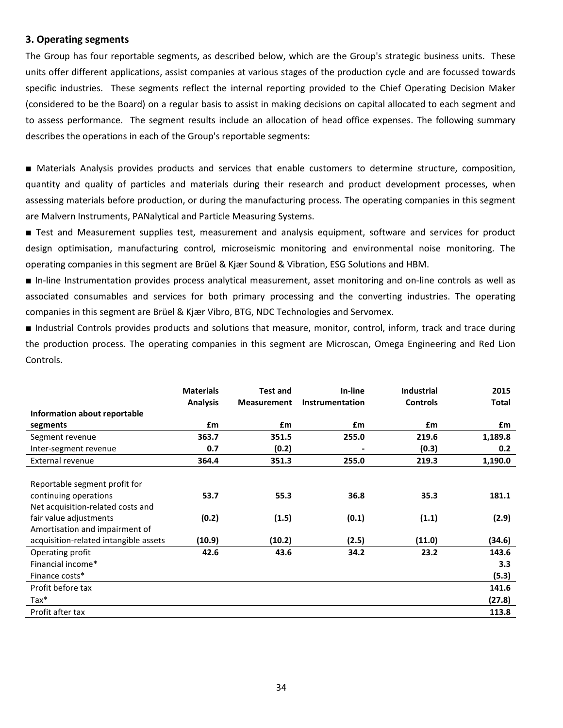### 3. Operating segments

The Group has four reportable segments, as described below, which are the Group's strategic business units. These units offer different applications, assist companies at various stages of the production cycle and are focussed towards specific industries. These segments reflect the internal reporting provided to the Chief Operating Decision Maker (considered to be the Board) on a regular basis to assist in making decisions on capital allocated to each segment and to assess performance. The segment results include an allocation of head office expenses. The following summary describes the operations in each of the Group's reportable segments:

■ Materials Analysis provides products and services that enable customers to determine structure, composition, quantity and quality of particles and materials during their research and product development processes, when assessing materials before production, or during the manufacturing process. The operating companies in this segment are Malvern Instruments, PANalytical and Particle Measuring Systems.

■ Test and Measurement supplies test, measurement and analysis equipment, software and services for product design optimisation, manufacturing control, microseismic monitoring and environmental noise monitoring. The operating companies in this segment are Brüel & Kjær Sound & Vibration, ESG Solutions and HBM.

■ In-line Instrumentation provides process analytical measurement, asset monitoring and on-line controls as well as associated consumables and services for both primary processing and the converting industries. The operating companies in this segment are Brüel & Kjær Vibro, BTG, NDC Technologies and Servomex.

■ Industrial Controls provides products and solutions that measure, monitor, control, inform, track and trace during the production process. The operating companies in this segment are Microscan, Omega Engineering and Red Lion Controls.

| Information about reportable segments | Materials Analysis £m | Test and Measurement £m | In-line Instrumentation £m | Industrial Controls £m | 2015 Total £m |
|---|---|---|---|---|---|
| Segment revenue | **363.7** | **351.5** | **255.0** | **219.6** | **1,189.8** |
| Inter-segment revenue | **0.7** | **(0.2)** | **-** | **(0.3)** | **0.2** |
| External revenue | **364.4** | **351.3** | **255.0** | **219.3** | **1,190.0** |
| | | | | | |
| Reportable segment profit for continuing operations | **53.7** | **55.3** | **36.8** | **35.3** | **181.1** |
| Net acquisition-related costs and fair value adjustments | **(0.2)** | **(1.5)** | **(0.1)** | **(1.1)** | **(2.9)** |
| Amortisation and impairment of acquisition-related intangible assets | **(10.9)** | **(10.2)** | **(2.5)** | **(11.0)** | **(34.6)** |
| Operating profit | **42.6** | **43.6** | **34.2** | **23.2** | **143.6** |
| Financial income* | | | | | **3.3** |
| Finance costs* | | | | | **(5.3)** |
| Profit before tax | | | | | **141.6** |
| Tax* | | | | | **(27.8)** |
| Profit after tax | | | | | **113.8** |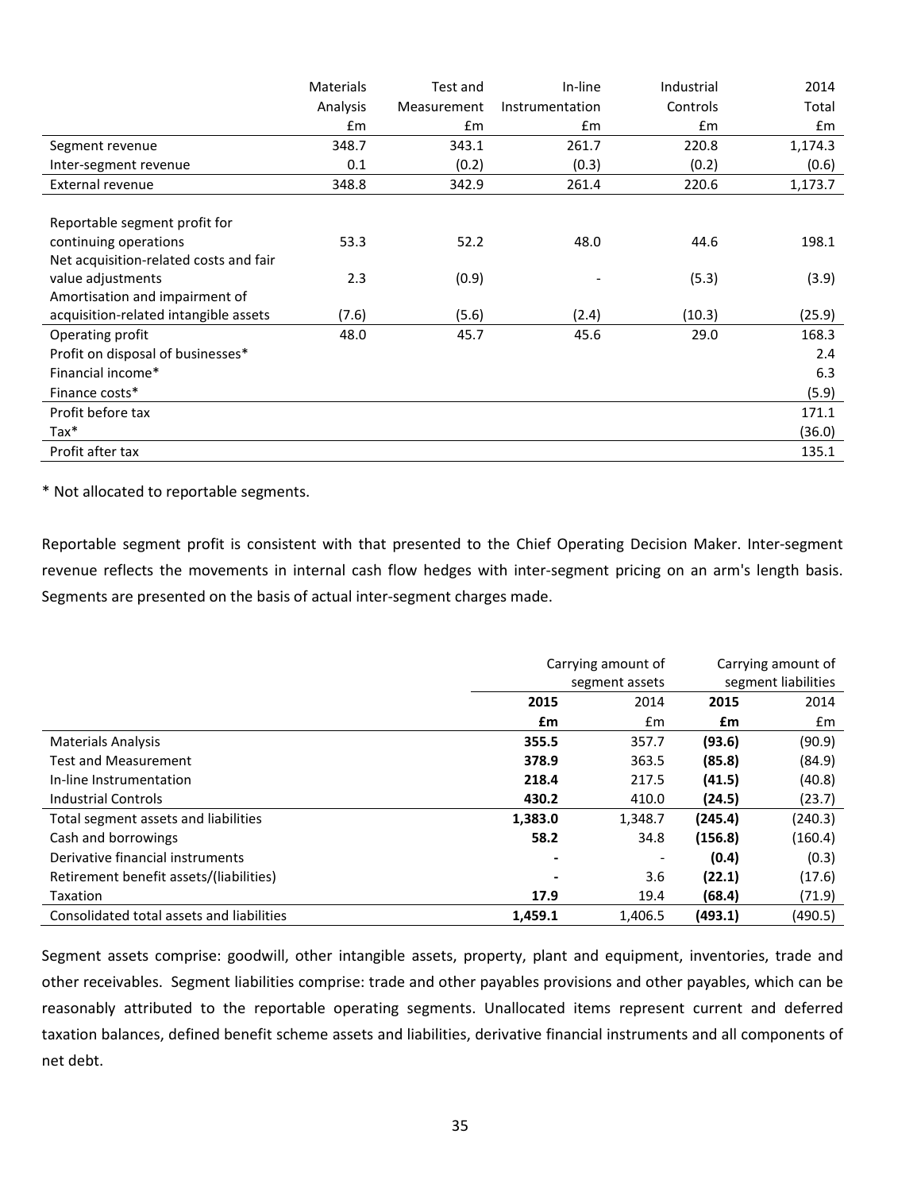| | Materials Analysis £m | Test and Measurement £m | In-line Instrumentation £m | Industrial Controls £m | 2014 Total £m |
|---|---|---|---|---|---|
| Segment revenue | 348.7 | 343.1 | 261.7 | 220.8 | 1,174.3 |
| Inter-segment revenue | 0.1 | (0.2) | (0.3) | (0.2) | (0.6) |
| External revenue | 348.8 | 342.9 | 261.4 | 220.6 | 1,173.7 |
| Reportable segment profit for continuing operations | 53.3 | 52.2 | 48.0 | 44.6 | 198.1 |
| Net acquisition-related costs and fair value adjustments | 2.3 | (0.9) | - | (5.3) | (3.9) |
| Amortisation and impairment of acquisition-related intangible assets | (7.6) | (5.6) | (2.4) | (10.3) | (25.9) |
| Operating profit | 48.0 | 45.7 | 45.6 | 29.0 | 168.3 |
| Profit on disposal of businesses* | | | | | 2.4 |
| Financial income* | | | | | 6.3 |
| Finance costs* | | | | | (5.9) |
| Profit before tax | | | | | 171.1 |
| Tax* | | | | | (36.0) |
| Profit after tax | | | | | 135.1 |

\* Not allocated to reportable segments.

Reportable segment profit is consistent with that presented to the Chief Operating Decision Maker. Inter-segment revenue reflects the movements in internal cash flow hedges with inter-segment pricing on an arm's length basis. Segments are presented on the basis of actual inter-segment charges made.

| | Carrying amount of segment assets | | Carrying amount of segment liabilities | |
|---|---|---|---|---|
| | **2015** | 2014 | **2015** | 2014 |
| | **£m** | £m | **£m** | £m |
| Materials Analysis | **355.5** | 357.7 | **(93.6)** | (90.9) |
| Test and Measurement | **378.9** | 363.5 | **(85.8)** | (84.9) |
| In-line Instrumentation | **218.4** | 217.5 | **(41.5)** | (40.8) |
| Industrial Controls | **430.2** | 410.0 | **(24.5)** | (23.7) |
| Total segment assets and liabilities | **1,383.0** | 1,348.7 | **(245.4)** | (240.3) |
| Cash and borrowings | **58.2** | 34.8 | **(156.8)** | (160.4) |
| Derivative financial instruments | **-** | - | **(0.4)** | (0.3) |
| Retirement benefit assets/(liabilities) | **-** | 3.6 | **(22.1)** | (17.6) |
| Taxation | **17.9** | 19.4 | **(68.4)** | (71.9) |
| Consolidated total assets and liabilities | **1,459.1** | 1,406.5 | **(493.1)** | (490.5) |

Segment assets comprise: goodwill, other intangible assets, property, plant and equipment, inventories, trade and other receivables. Segment liabilities comprise: trade and other payables provisions and other payables, which can be reasonably attributed to the reportable operating segments. Unallocated items represent current and deferred taxation balances, defined benefit scheme assets and liabilities, derivative financial instruments and all components of net debt.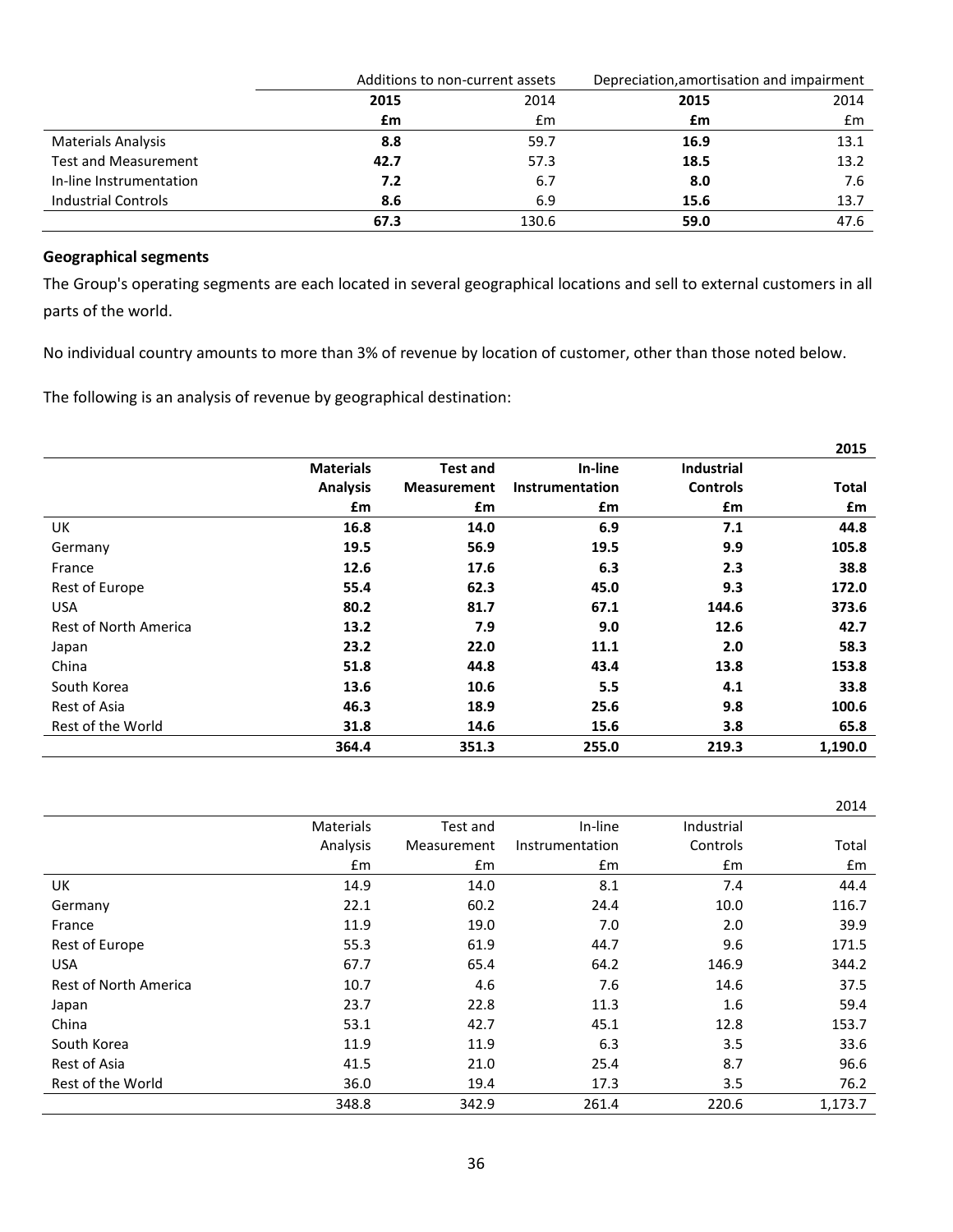| | Additions to non-current assets | | Depreciation,amortisation and impairment | |
|---|---|---|---|---|
| | **2015** | 2014 | **2015** | 2014 |
| | **£m** | £m | **£m** | £m |
| Materials Analysis | **8.8** | 59.7 | **16.9** | 13.1 |
| Test and Measurement | **42.7** | 57.3 | **18.5** | 13.2 |
| In-line Instrumentation | **7.2** | 6.7 | **8.0** | 7.6 |
| Industrial Controls | **8.6** | 6.9 | **15.6** | 13.7 |
| | **67.3** | 130.6 | **59.0** | 47.6 |

**Geographical segments**

The Group's operating segments are each located in several geographical locations and sell to external customers in all parts of the world.

No individual country amounts to more than 3% of revenue by location of customer, other than those noted below.

The following is an analysis of revenue by geographical destination:

| | | | | | **2015** |
|---|---|---|---|---|---|
| | **Materials Analysis** | **Test and Measurement** | **In-line Instrumentation** | **Industrial Controls** | **Total** |
| | **£m** | **£m** | **£m** | **£m** | **£m** |
| UK | **16.8** | **14.0** | **6.9** | **7.1** | **44.8** |
| Germany | **19.5** | **56.9** | **19.5** | **9.9** | **105.8** |
| France | **12.6** | **17.6** | **6.3** | **2.3** | **38.8** |
| Rest of Europe | **55.4** | **62.3** | **45.0** | **9.3** | **172.0** |
| USA | **80.2** | **81.7** | **67.1** | **144.6** | **373.6** |
| Rest of North America | **13.2** | **7.9** | **9.0** | **12.6** | **42.7** |
| Japan | **23.2** | **22.0** | **11.1** | **2.0** | **58.3** |
| China | **51.8** | **44.8** | **43.4** | **13.8** | **153.8** |
| South Korea | **13.6** | **10.6** | **5.5** | **4.1** | **33.8** |
| Rest of Asia | **46.3** | **18.9** | **25.6** | **9.8** | **100.6** |
| Rest of the World | **31.8** | **14.6** | **15.6** | **3.8** | **65.8** |
| | **364.4** | **351.3** | **255.0** | **219.3** | **1,190.0** |

| | | | | | 2014 |
|---|---|---|---|---|---|
| | Materials Analysis | Test and Measurement | In-line Instrumentation | Industrial Controls | Total |
| | £m | £m | £m | £m | £m |
| UK | 14.9 | 14.0 | 8.1 | 7.4 | 44.4 |
| Germany | 22.1 | 60.2 | 24.4 | 10.0 | 116.7 |
| France | 11.9 | 19.0 | 7.0 | 2.0 | 39.9 |
| Rest of Europe | 55.3 | 61.9 | 44.7 | 9.6 | 171.5 |
| USA | 67.7 | 65.4 | 64.2 | 146.9 | 344.2 |
| Rest of North America | 10.7 | 4.6 | 7.6 | 14.6 | 37.5 |
| Japan | 23.7 | 22.8 | 11.3 | 1.6 | 59.4 |
| China | 53.1 | 42.7 | 45.1 | 12.8 | 153.7 |
| South Korea | 11.9 | 11.9 | 6.3 | 3.5 | 33.6 |
| Rest of Asia | 41.5 | 21.0 | 25.4 | 8.7 | 96.6 |
| Rest of the World | 36.0 | 19.4 | 17.3 | 3.5 | 76.2 |
| | 348.8 | 342.9 | 261.4 | 220.6 | 1,173.7 |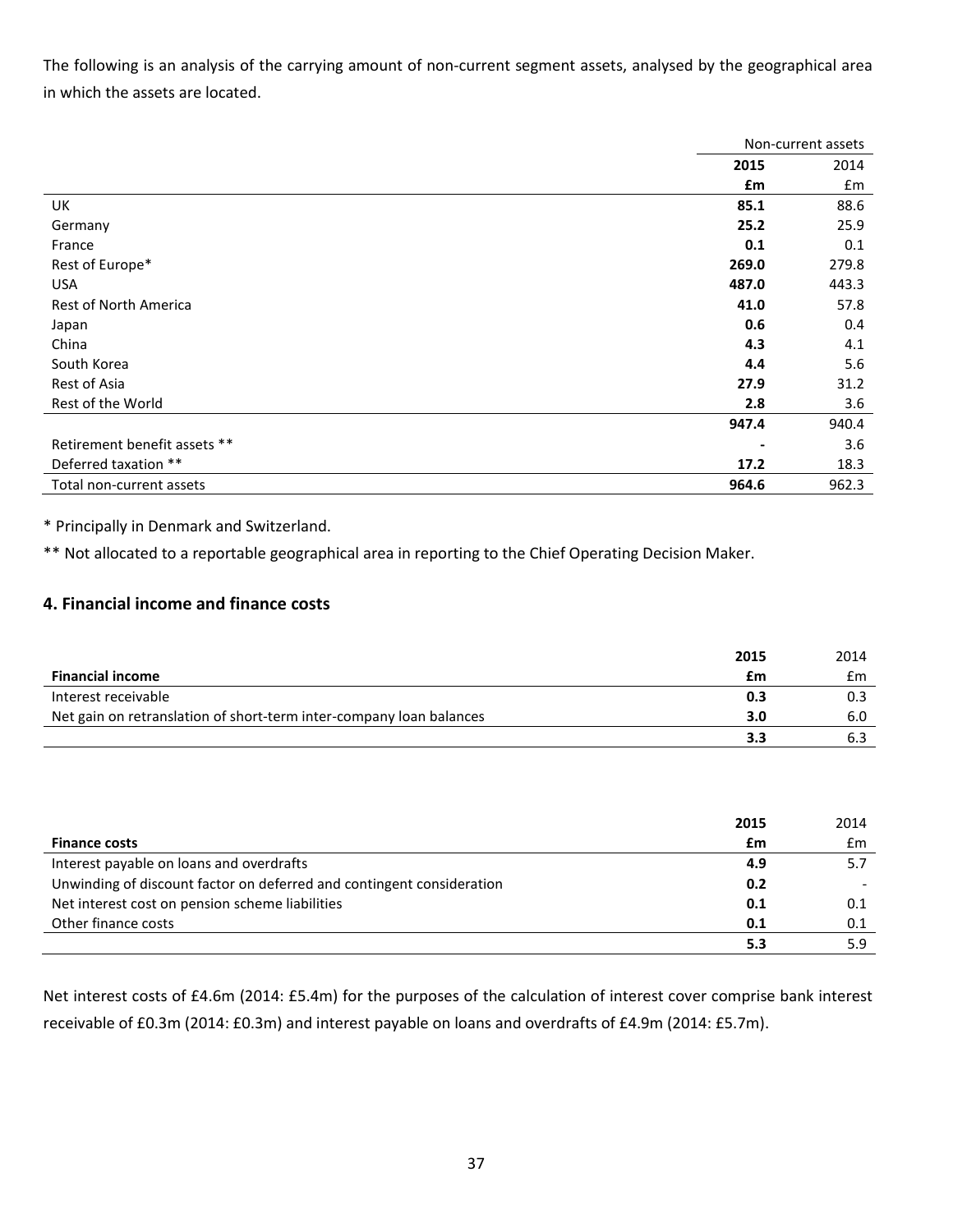The following is an analysis of the carrying amount of non-current segment assets, analysed by the geographical area in which the assets are located.

| | Non-current assets | |
|---|---|---|
| | **2015** | 2014 |
| | **£m** | £m |
| UK | **85.1** | 88.6 |
| Germany | **25.2** | 25.9 |
| France | **0.1** | 0.1 |
| Rest of Europe* | **269.0** | 279.8 |
| USA | **487.0** | 443.3 |
| Rest of North America | **41.0** | 57.8 |
| Japan | **0.6** | 0.4 |
| China | **4.3** | 4.1 |
| South Korea | **4.4** | 5.6 |
| Rest of Asia | **27.9** | 31.2 |
| Rest of the World | **2.8** | 3.6 |
| | **947.4** | 940.4 |
| Retirement benefit assets ** | **-** | 3.6 |
| Deferred taxation ** | **17.2** | 18.3 |
| Total non-current assets | **964.6** | 962.3 |

* Principally in Denmark and Switzerland.

** Not allocated to a reportable geographical area in reporting to the Chief Operating Decision Maker.

## 4. Financial income and finance costs

| | **2015** | 2014 |
|---|---|---|
| **Financial income** | **£m** | £m |
| Interest receivable | **0.3** | 0.3 |
| Net gain on retranslation of short-term inter-company loan balances | **3.0** | 6.0 |
| | **3.3** | 6.3 |

| | **2015** | 2014 |
|---|---|---|
| **Finance costs** | **£m** | £m |
| Interest payable on loans and overdrafts | **4.9** | 5.7 |
| Unwinding of discount factor on deferred and contingent consideration | **0.2** | - |
| Net interest cost on pension scheme liabilities | **0.1** | 0.1 |
| Other finance costs | **0.1** | 0.1 |
| | **5.3** | 5.9 |

Net interest costs of £4.6m (2014: £5.4m) for the purposes of the calculation of interest cover comprise bank interest receivable of £0.3m (2014: £0.3m) and interest payable on loans and overdrafts of £4.9m (2014: £5.7m).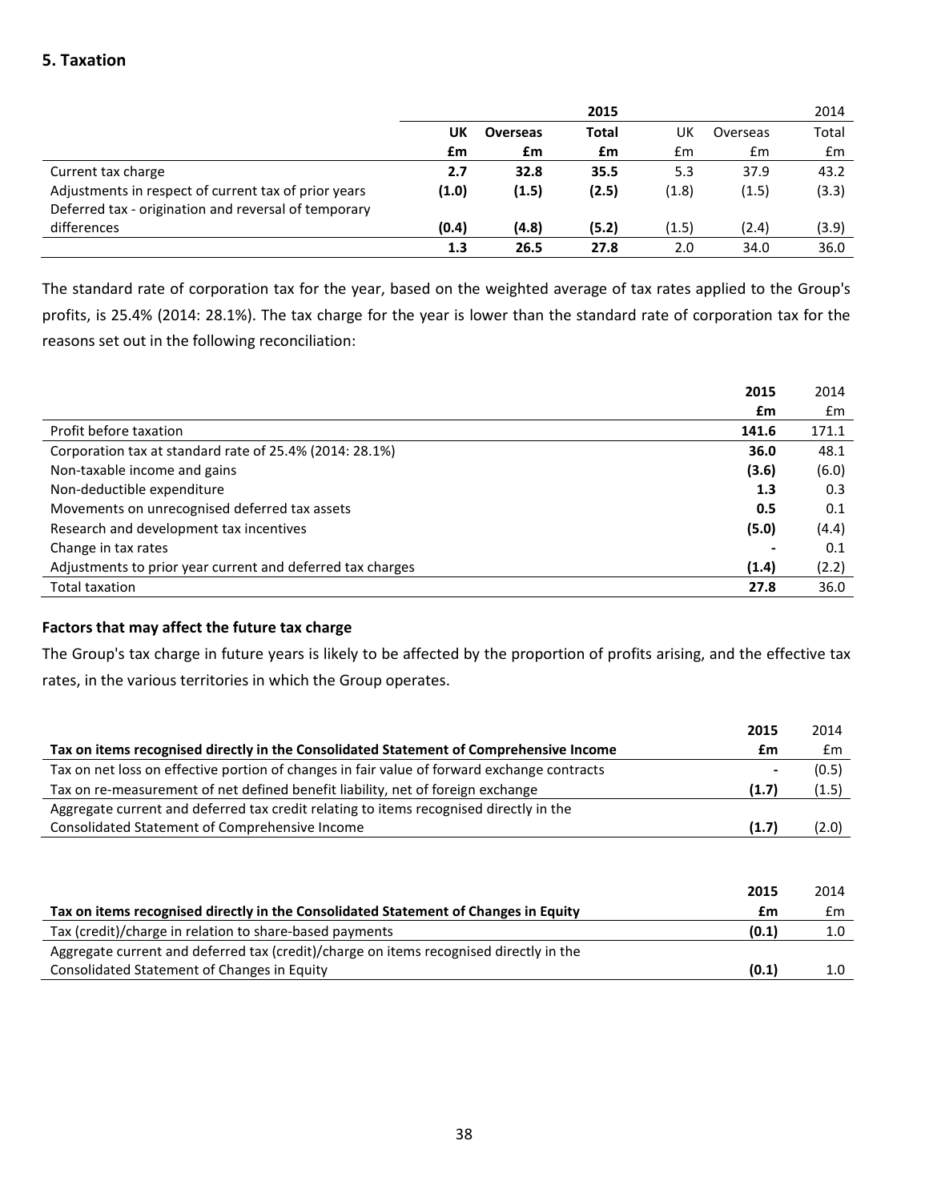## 5. Taxation

| | 2015 | | | 2014 | | |
|---|---|---|---|---|---|---|
| | **UK** | **Overseas** | **Total** | UK | Overseas | Total |
| | **£m** | **£m** | **£m** | £m | £m | £m |
| Current tax charge | **2.7** | **32.8** | **35.5** | 5.3 | 37.9 | 43.2 |
| Adjustments in respect of current tax of prior years | **(1.0)** | **(1.5)** | **(2.5)** | (1.8) | (1.5) | (3.3) |
| Deferred tax - origination and reversal of temporary differences | **(0.4)** | **(4.8)** | **(5.2)** | (1.5) | (2.4) | (3.9) |
| | **1.3** | **26.5** | **27.8** | 2.0 | 34.0 | 36.0 |

The standard rate of corporation tax for the year, based on the weighted average of tax rates applied to the Group's profits, is 25.4% (2014: 28.1%). The tax charge for the year is lower than the standard rate of corporation tax for the reasons set out in the following reconciliation:

| | **2015** | 2014 |
|---|---|---|
| | **£m** | £m |
| Profit before taxation | **141.6** | 171.1 |
| Corporation tax at standard rate of 25.4% (2014: 28.1%) | **36.0** | 48.1 |
| Non-taxable income and gains | **(3.6)** | (6.0) |
| Non-deductible expenditure | **1.3** | 0.3 |
| Movements on unrecognised deferred tax assets | **0.5** | 0.1 |
| Research and development tax incentives | **(5.0)** | (4.4) |
| Change in tax rates | **-** | 0.1 |
| Adjustments to prior year current and deferred tax charges | **(1.4)** | (2.2) |
| Total taxation | **27.8** | 36.0 |

### Factors that may affect the future tax charge

The Group's tax charge in future years is likely to be affected by the proportion of profits arising, and the effective tax rates, in the various territories in which the Group operates.

| | **2015** | 2014 |
|---|---|---|
| **Tax on items recognised directly in the Consolidated Statement of Comprehensive Income** | **£m** | £m |
| Tax on net loss on effective portion of changes in fair value of forward exchange contracts | **-** | (0.5) |
| Tax on re-measurement of net defined benefit liability, net of foreign exchange | **(1.7)** | (1.5) |
| Aggregate current and deferred tax credit relating to items recognised directly in the Consolidated Statement of Comprehensive Income | **(1.7)** | (2.0) |

| | **2015** | 2014 |
|---|---|---|
| **Tax on items recognised directly in the Consolidated Statement of Changes in Equity** | **£m** | £m |
| Tax (credit)/charge in relation to share-based payments | **(0.1)** | 1.0 |
| Aggregate current and deferred tax (credit)/charge on items recognised directly in the Consolidated Statement of Changes in Equity | **(0.1)** | 1.0 |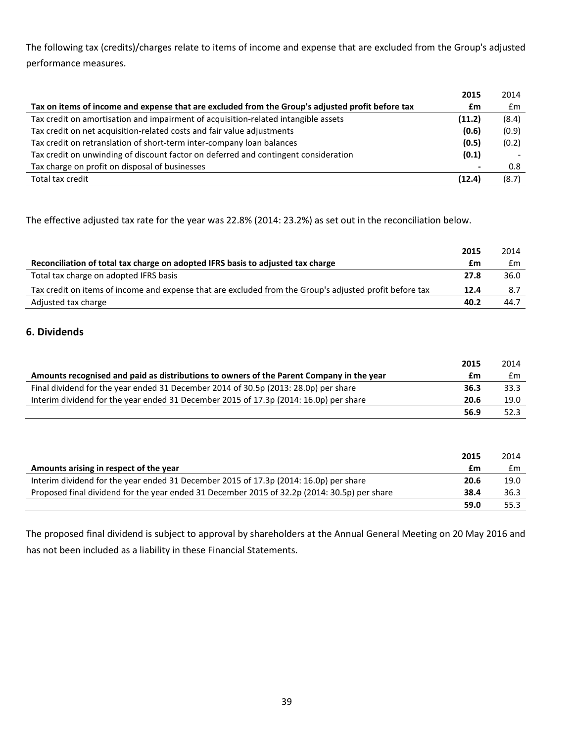The following tax (credits)/charges relate to items of income and expense that are excluded from the Group's adjusted performance measures.

| Tax on items of income and expense that are excluded from the Group's adjusted profit before tax | **2015** **£m** | 2014 £m |
|---|---|---|
| Tax credit on amortisation and impairment of acquisition-related intangible assets | **(11.2)** | (8.4) |
| Tax credit on net acquisition-related costs and fair value adjustments | **(0.6)** | (0.9) |
| Tax credit on retranslation of short-term inter-company loan balances | **(0.5)** | (0.2) |
| Tax credit on unwinding of discount factor on deferred and contingent consideration | **(0.1)** | - |
| Tax charge on profit on disposal of businesses | **-** | 0.8 |
| Total tax credit | **(12.4)** | (8.7) |

The effective adjusted tax rate for the year was 22.8% (2014: 23.2%) as set out in the reconciliation below.

| Reconciliation of total tax charge on adopted IFRS basis to adjusted tax charge | **2015** **£m** | 2014 £m |
|---|---|---|
| Total tax charge on adopted IFRS basis | **27.8** | 36.0 |
| Tax credit on items of income and expense that are excluded from the Group's adjusted profit before tax | **12.4** | 8.7 |
| Adjusted tax charge | **40.2** | 44.7 |

## 6. Dividends

| Amounts recognised and paid as distributions to owners of the Parent Company in the year | **2015** **£m** | 2014 £m |
|---|---|---|
| Final dividend for the year ended 31 December 2014 of 30.5p (2013: 28.0p) per share | **36.3** | 33.3 |
| Interim dividend for the year ended 31 December 2015 of 17.3p (2014: 16.0p) per share | **20.6** | 19.0 |
| | **56.9** | 52.3 |

| Amounts arising in respect of the year | **2015** **£m** | 2014 £m |
|---|---|---|
| Interim dividend for the year ended 31 December 2015 of 17.3p (2014: 16.0p) per share | **20.6** | 19.0 |
| Proposed final dividend for the year ended 31 December 2015 of 32.2p (2014: 30.5p) per share | **38.4** | 36.3 |
| | **59.0** | 55.3 |

The proposed final dividend is subject to approval by shareholders at the Annual General Meeting on 20 May 2016 and has not been included as a liability in these Financial Statements.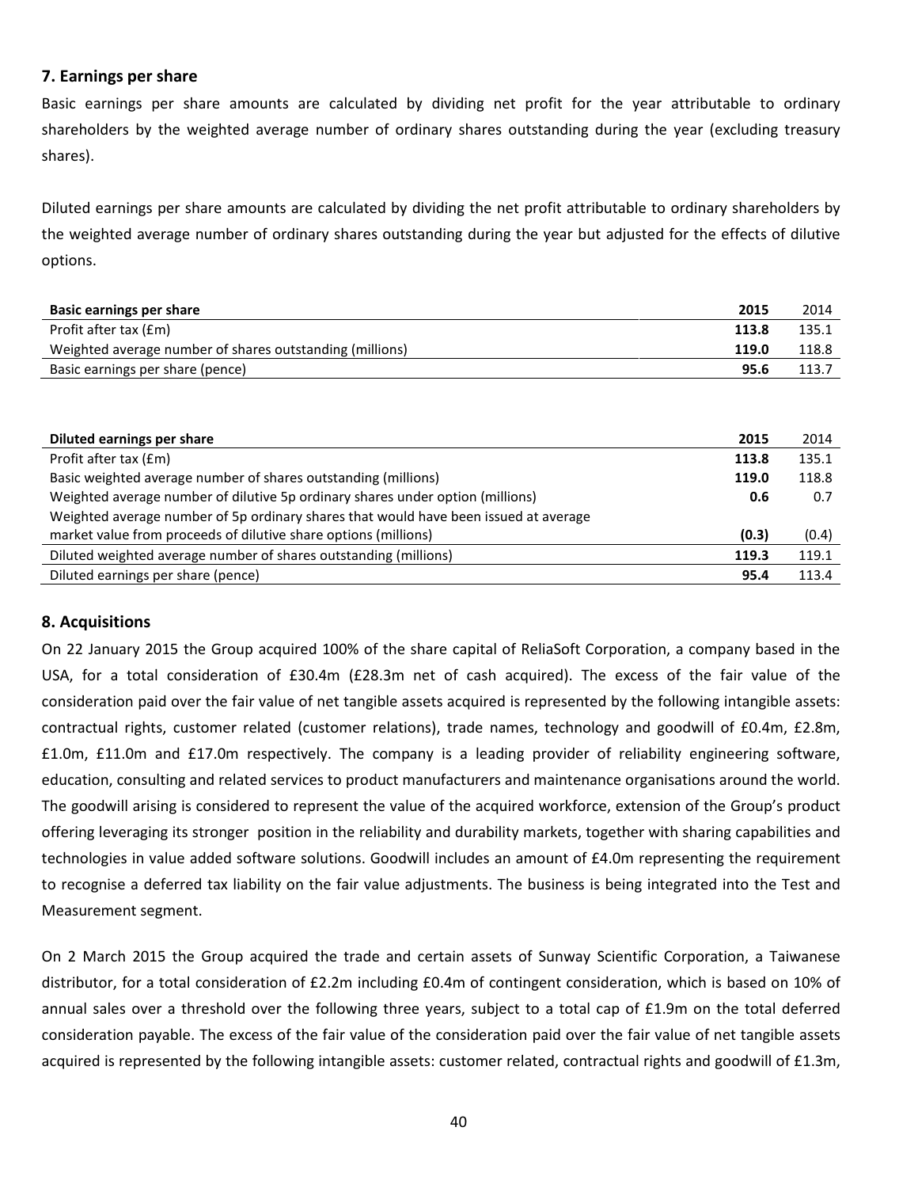## 7. Earnings per share

Basic earnings per share amounts are calculated by dividing net profit for the year attributable to ordinary shareholders by the weighted average number of ordinary shares outstanding during the year (excluding treasury shares).

Diluted earnings per share amounts are calculated by dividing the net profit attributable to ordinary shareholders by the weighted average number of ordinary shares outstanding during the year but adjusted for the effects of dilutive options.

| **Basic earnings per share** | **2015** | 2014 |
|---|---|---|
| Profit after tax (£m) | **113.8** | 135.1 |
| Weighted average number of shares outstanding (millions) | **119.0** | 118.8 |
| Basic earnings per share (pence) | **95.6** | 113.7 |

| **Diluted earnings per share** | **2015** | 2014 |
|---|---|---|
| Profit after tax (£m) | **113.8** | 135.1 |
| Basic weighted average number of shares outstanding (millions) | **119.0** | 118.8 |
| Weighted average number of dilutive 5p ordinary shares under option (millions) | **0.6** | 0.7 |
| Weighted average number of 5p ordinary shares that would have been issued at average market value from proceeds of dilutive share options (millions) | **(0.3)** | (0.4) |
| Diluted weighted average number of shares outstanding (millions) | **119.3** | 119.1 |
| Diluted earnings per share (pence) | **95.4** | 113.4 |

## 8. Acquisitions

On 22 January 2015 the Group acquired 100% of the share capital of ReliaSoft Corporation, a company based in the USA, for a total consideration of £30.4m (£28.3m net of cash acquired). The excess of the fair value of the consideration paid over the fair value of net tangible assets acquired is represented by the following intangible assets: contractual rights, customer related (customer relations), trade names, technology and goodwill of £0.4m, £2.8m, £1.0m, £11.0m and £17.0m respectively. The company is a leading provider of reliability engineering software, education, consulting and related services to product manufacturers and maintenance organisations around the world. The goodwill arising is considered to represent the value of the acquired workforce, extension of the Group's product offering leveraging its stronger position in the reliability and durability markets, together with sharing capabilities and technologies in value added software solutions. Goodwill includes an amount of £4.0m representing the requirement to recognise a deferred tax liability on the fair value adjustments. The business is being integrated into the Test and Measurement segment.

On 2 March 2015 the Group acquired the trade and certain assets of Sunway Scientific Corporation, a Taiwanese distributor, for a total consideration of £2.2m including £0.4m of contingent consideration, which is based on 10% of annual sales over a threshold over the following three years, subject to a total cap of £1.9m on the total deferred consideration payable. The excess of the fair value of the consideration paid over the fair value of net tangible assets acquired is represented by the following intangible assets: customer related, contractual rights and goodwill of £1.3m,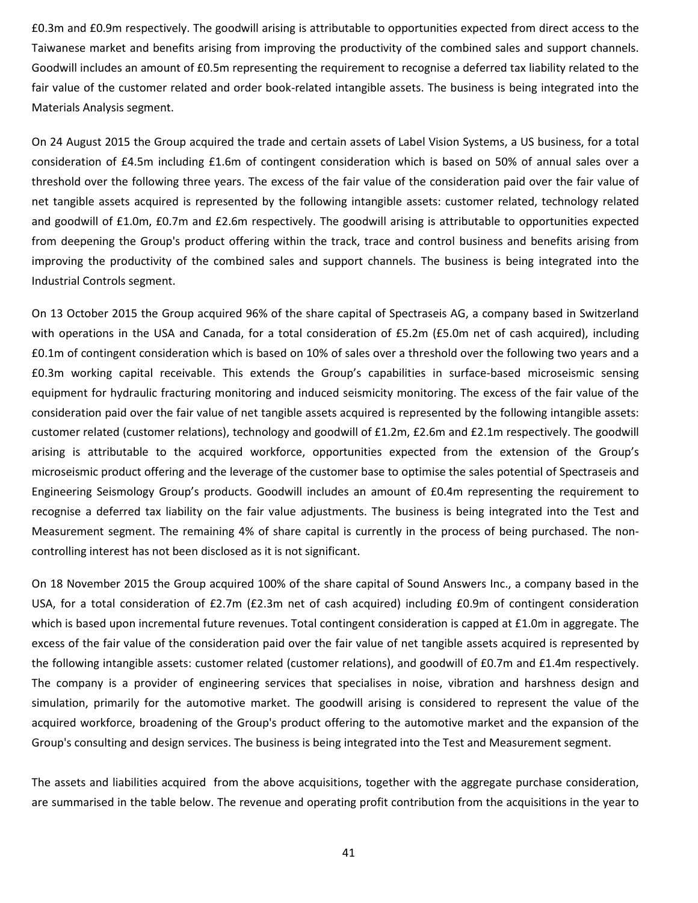£0.3m and £0.9m respectively. The goodwill arising is attributable to opportunities expected from direct access to the Taiwanese market and benefits arising from improving the productivity of the combined sales and support channels. Goodwill includes an amount of £0.5m representing the requirement to recognise a deferred tax liability related to the fair value of the customer related and order book-related intangible assets. The business is being integrated into the Materials Analysis segment.

On 24 August 2015 the Group acquired the trade and certain assets of Label Vision Systems, a US business, for a total consideration of £4.5m including £1.6m of contingent consideration which is based on 50% of annual sales over a threshold over the following three years. The excess of the fair value of the consideration paid over the fair value of net tangible assets acquired is represented by the following intangible assets: customer related, technology related and goodwill of £1.0m, £0.7m and £2.6m respectively. The goodwill arising is attributable to opportunities expected from deepening the Group's product offering within the track, trace and control business and benefits arising from improving the productivity of the combined sales and support channels. The business is being integrated into the Industrial Controls segment.

On 13 October 2015 the Group acquired 96% of the share capital of Spectraseis AG, a company based in Switzerland with operations in the USA and Canada, for a total consideration of £5.2m (£5.0m net of cash acquired), including £0.1m of contingent consideration which is based on 10% of sales over a threshold over the following two years and a £0.3m working capital receivable. This extends the Group's capabilities in surface-based microseismic sensing equipment for hydraulic fracturing monitoring and induced seismicity monitoring. The excess of the fair value of the consideration paid over the fair value of net tangible assets acquired is represented by the following intangible assets: customer related (customer relations), technology and goodwill of £1.2m, £2.6m and £2.1m respectively. The goodwill arising is attributable to the acquired workforce, opportunities expected from the extension of the Group's microseismic product offering and the leverage of the customer base to optimise the sales potential of Spectraseis and Engineering Seismology Group's products. Goodwill includes an amount of £0.4m representing the requirement to recognise a deferred tax liability on the fair value adjustments. The business is being integrated into the Test and Measurement segment. The remaining 4% of share capital is currently in the process of being purchased. The non-controlling interest has not been disclosed as it is not significant.

On 18 November 2015 the Group acquired 100% of the share capital of Sound Answers Inc., a company based in the USA, for a total consideration of £2.7m (£2.3m net of cash acquired) including £0.9m of contingent consideration which is based upon incremental future revenues. Total contingent consideration is capped at £1.0m in aggregate. The excess of the fair value of the consideration paid over the fair value of net tangible assets acquired is represented by the following intangible assets: customer related (customer relations), and goodwill of £0.7m and £1.4m respectively. The company is a provider of engineering services that specialises in noise, vibration and harshness design and simulation, primarily for the automotive market. The goodwill arising is considered to represent the value of the acquired workforce, broadening of the Group's product offering to the automotive market and the expansion of the Group's consulting and design services. The business is being integrated into the Test and Measurement segment.

The assets and liabilities acquired from the above acquisitions, together with the aggregate purchase consideration, are summarised in the table below. The revenue and operating profit contribution from the acquisitions in the year to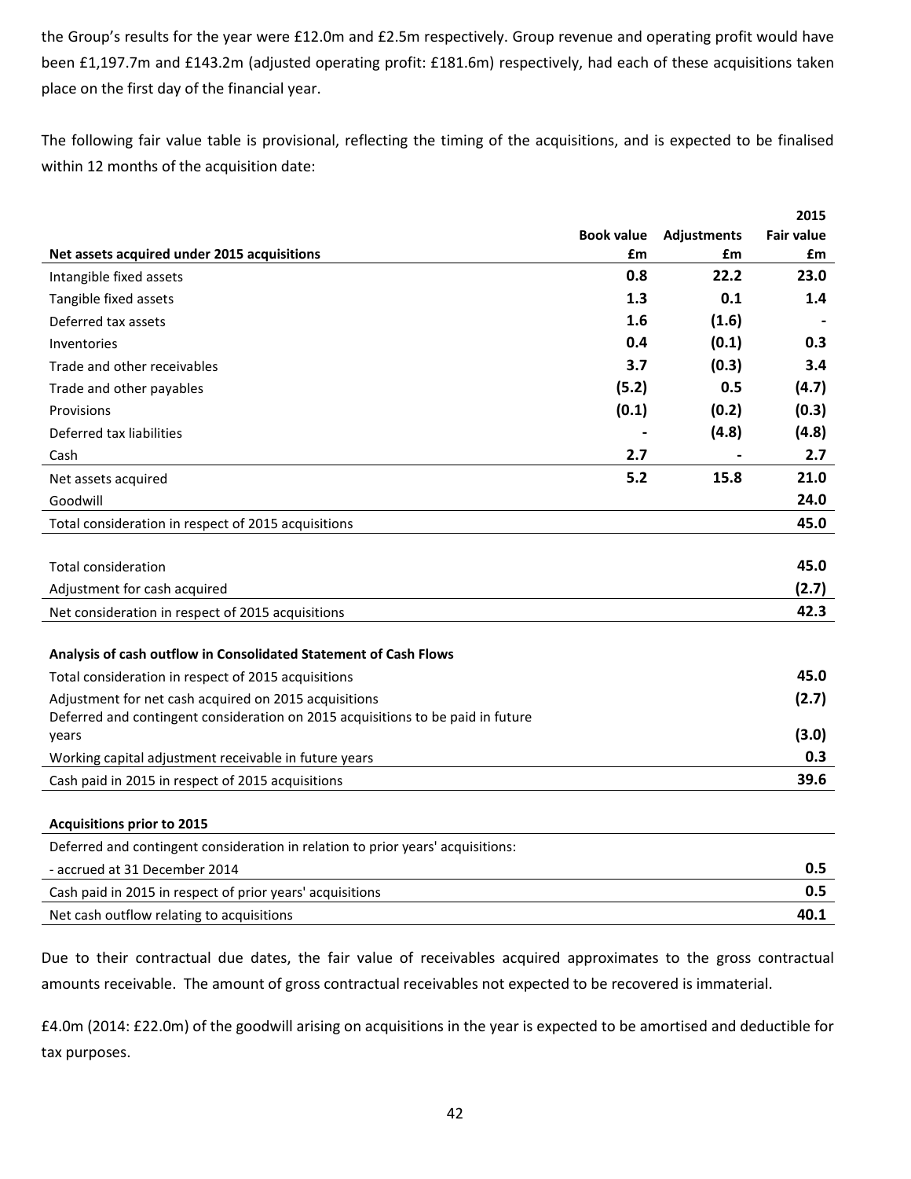the Group's results for the year were £12.0m and £2.5m respectively. Group revenue and operating profit would have been £1,197.7m and £143.2m (adjusted operating profit: £181.6m) respectively, had each of these acquisitions taken place on the first day of the financial year.

The following fair value table is provisional, reflecting the timing of the acquisitions, and is expected to be finalised within 12 months of the acquisition date:

| Net assets acquired under 2015 acquisitions | Book value £m | Adjustments £m | 2015 Fair value £m |
|---|---|---|---|
| Intangible fixed assets | 0.8 | 22.2 | 23.0 |
| Tangible fixed assets | 1.3 | 0.1 | 1.4 |
| Deferred tax assets | 1.6 | (1.6) | - |
| Inventories | 0.4 | (0.1) | 0.3 |
| Trade and other receivables | 3.7 | (0.3) | 3.4 |
| Trade and other payables | (5.2) | 0.5 | (4.7) |
| Provisions | (0.1) | (0.2) | (0.3) |
| Deferred tax liabilities | - | (4.8) | (4.8) |
| Cash | 2.7 | - | 2.7 |
| Net assets acquired | 5.2 | 15.8 | 21.0 |
| Goodwill | | | 24.0 |
| Total consideration in respect of 2015 acquisitions | | | 45.0 |
| | | | |
| Total consideration | | | 45.0 |
| Adjustment for cash acquired | | | (2.7) |
| Net consideration in respect of 2015 acquisitions | | | 42.3 |
| | | | |
| **Analysis of cash outflow in Consolidated Statement of Cash Flows** | | | |
| Total consideration in respect of 2015 acquisitions | | | 45.0 |
| Adjustment for net cash acquired on 2015 acquisitions | | | (2.7) |
| Deferred and contingent consideration on 2015 acquisitions to be paid in future years | | | (3.0) |
| Working capital adjustment receivable in future years | | | 0.3 |
| Cash paid in 2015 in respect of 2015 acquisitions | | | 39.6 |
| | | | |
| **Acquisitions prior to 2015** | | | |
| Deferred and contingent consideration in relation to prior years' acquisitions: | | | |
| - accrued at 31 December 2014 | | | 0.5 |
| Cash paid in 2015 in respect of prior years' acquisitions | | | 0.5 |
| Net cash outflow relating to acquisitions | | | 40.1 |

Due to their contractual due dates, the fair value of receivables acquired approximates to the gross contractual amounts receivable. The amount of gross contractual receivables not expected to be recovered is immaterial.

£4.0m (2014: £22.0m) of the goodwill arising on acquisitions in the year is expected to be amortised and deductible for tax purposes.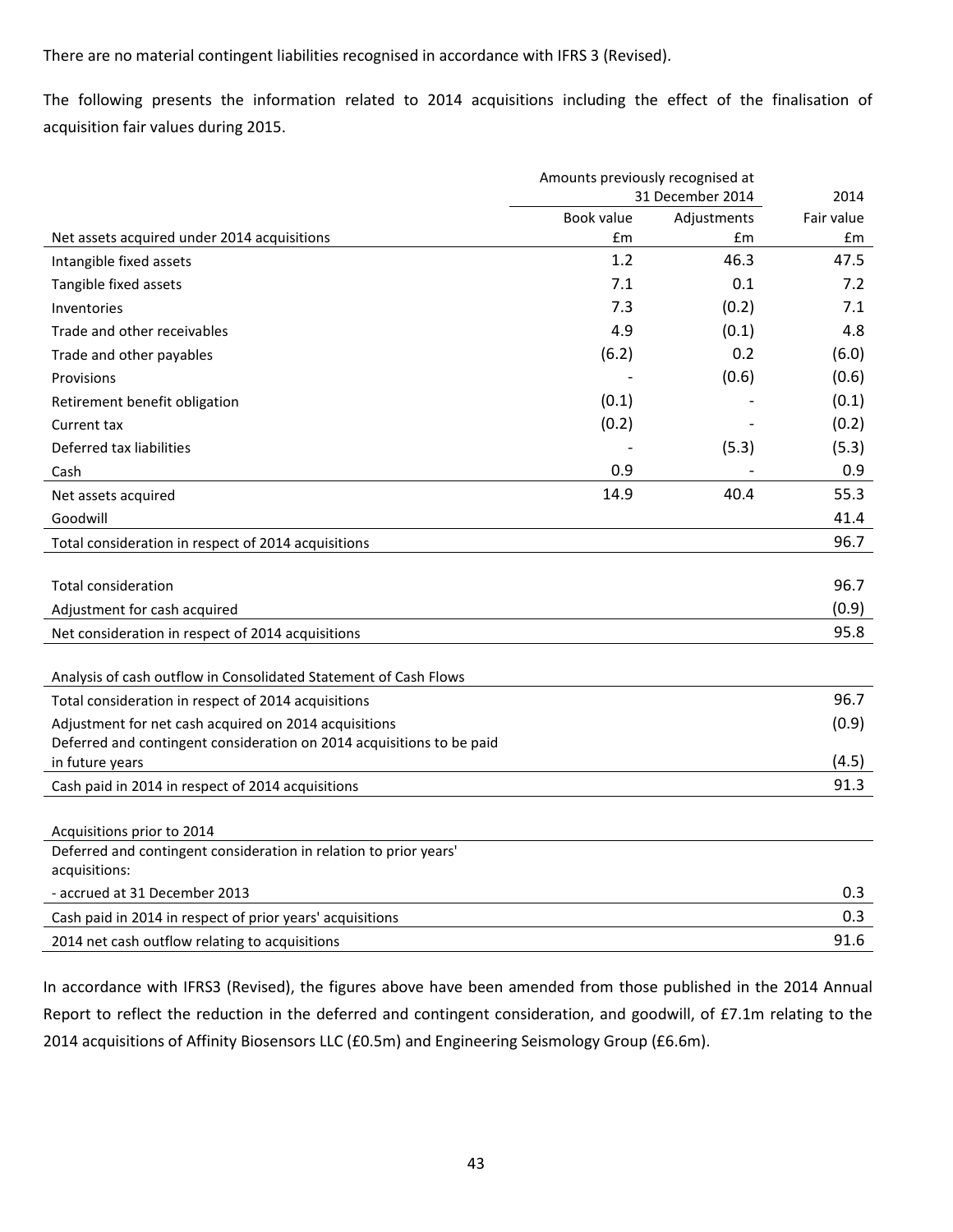There are no material contingent liabilities recognised in accordance with IFRS 3 (Revised).

The following presents the information related to 2014 acquisitions including the effect of the finalisation of acquisition fair values during 2015.

| | Amounts previously recognised at 31 December 2014 | | 2014 |
|---|---|---|---|
| | Book value | Adjustments | Fair value |
| Net assets acquired under 2014 acquisitions | £m | £m | £m |
| Intangible fixed assets | 1.2 | 46.3 | 47.5 |
| Tangible fixed assets | 7.1 | 0.1 | 7.2 |
| Inventories | 7.3 | (0.2) | 7.1 |
| Trade and other receivables | 4.9 | (0.1) | 4.8 |
| Trade and other payables | (6.2) | 0.2 | (6.0) |
| Provisions | - | (0.6) | (0.6) |
| Retirement benefit obligation | (0.1) | - | (0.1) |
| Current tax | (0.2) | - | (0.2) |
| Deferred tax liabilities | - | (5.3) | (5.3) |
| Cash | 0.9 | - | 0.9 |
| Net assets acquired | 14.9 | 40.4 | 55.3 |
| Goodwill | | | 41.4 |
| Total consideration in respect of 2014 acquisitions | | | 96.7 |
| | | | |
| Total consideration | | | 96.7 |
| Adjustment for cash acquired | | | (0.9) |
| Net consideration in respect of 2014 acquisitions | | | 95.8 |
| | | | |
| Analysis of cash outflow in Consolidated Statement of Cash Flows | | | |
| Total consideration in respect of 2014 acquisitions | | | 96.7 |
| Adjustment for net cash acquired on 2014 acquisitions | | | (0.9) |
| Deferred and contingent consideration on 2014 acquisitions to be paid in future years | | | (4.5) |
| Cash paid in 2014 in respect of 2014 acquisitions | | | 91.3 |
| | | | |
| Acquisitions prior to 2014 | | | |
| Deferred and contingent consideration in relation to prior years' acquisitions: | | | |
| - accrued at 31 December 2013 | | | 0.3 |
| Cash paid in 2014 in respect of prior years' acquisitions | | | 0.3 |
| 2014 net cash outflow relating to acquisitions | | | 91.6 |

In accordance with IFRS3 (Revised), the figures above have been amended from those published in the 2014 Annual Report to reflect the reduction in the deferred and contingent consideration, and goodwill, of £7.1m relating to the 2014 acquisitions of Affinity Biosensors LLC (£0.5m) and Engineering Seismology Group (£6.6m).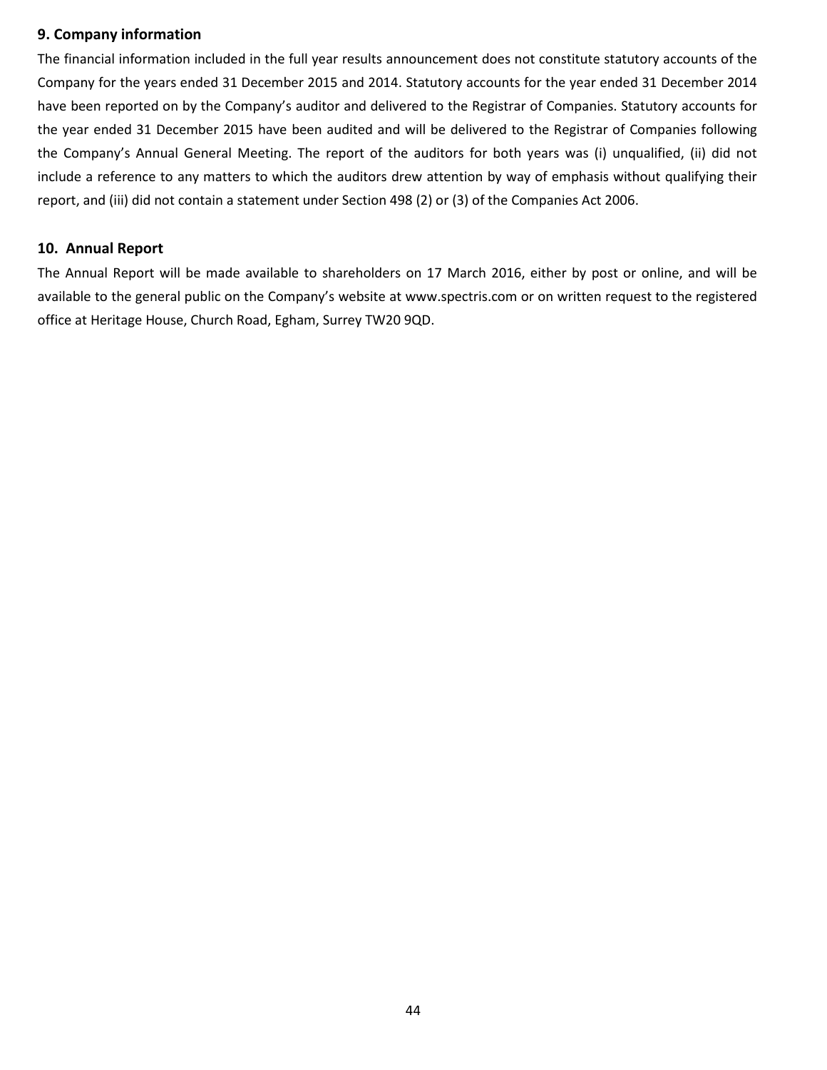## 9. Company information

The financial information included in the full year results announcement does not constitute statutory accounts of the Company for the years ended 31 December 2015 and 2014. Statutory accounts for the year ended 31 December 2014 have been reported on by the Company's auditor and delivered to the Registrar of Companies. Statutory accounts for the year ended 31 December 2015 have been audited and will be delivered to the Registrar of Companies following the Company's Annual General Meeting. The report of the auditors for both years was (i) unqualified, (ii) did not include a reference to any matters to which the auditors drew attention by way of emphasis without qualifying their report, and (iii) did not contain a statement under Section 498 (2) or (3) of the Companies Act 2006.

## 10. Annual Report

The Annual Report will be made available to shareholders on 17 March 2016, either by post or online, and will be available to the general public on the Company's website at www.spectris.com or on written request to the registered office at Heritage House, Church Road, Egham, Surrey TW20 9QD.